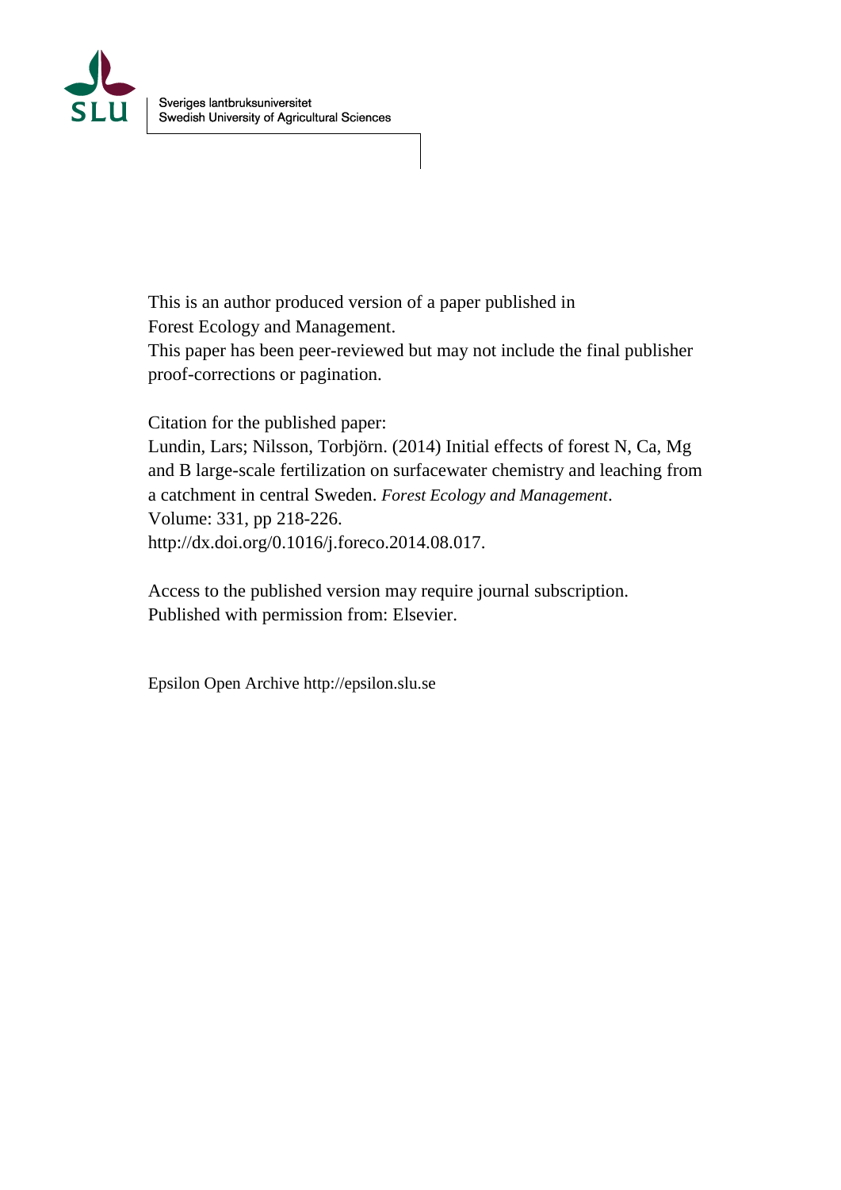Sveriges lantbruksuniversitet
Swedish University of Agricultural Sciences

This is an author produced version of a paper published in
Forest Ecology and Management.
This paper has been peer-reviewed but may not include the final publisher proof-corrections or pagination.

Citation for the published paper:
Lundin, Lars; Nilsson, Torbjörn. (2014) Initial effects of forest N, Ca, Mg and B large-scale fertilization on surfacewater chemistry and leaching from a catchment in central Sweden. *Forest Ecology and Management*.
Volume: 331, pp 218-226.
http://dx.doi.org/0.1016/j.foreco.2014.08.017.

Access to the published version may require journal subscription.
Published with permission from: Elsevier.

Epsilon Open Archive http://epsilon.slu.se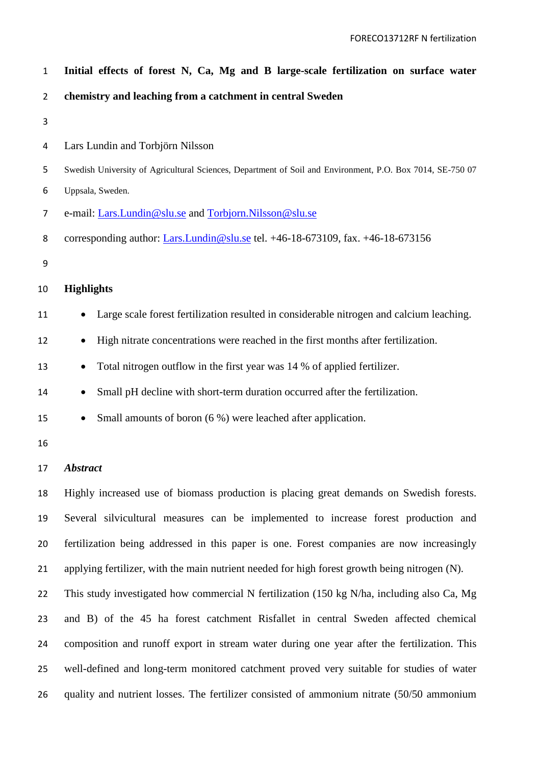# Initial effects of forest N, Ca, Mg and B large-scale fertilization on surface water chemistry and leaching from a catchment in central Sweden

Lars Lundin and Torbjörn Nilsson

Swedish University of Agricultural Sciences, Department of Soil and Environment, P.O. Box 7014, SE-750 07 Uppsala, Sweden.

e-mail: Lars.Lundin@slu.se and Torbjorn.Nilsson@slu.se

corresponding author: Lars.Lundin@slu.se tel. +46-18-673109, fax. +46-18-673156

## Highlights

- Large scale forest fertilization resulted in considerable nitrogen and calcium leaching.
- High nitrate concentrations were reached in the first months after fertilization.
- Total nitrogen outflow in the first year was 14 % of applied fertilizer.
- Small pH decline with short-term duration occurred after the fertilization.
- Small amounts of boron (6 %) were leached after application.

## *Abstract*

Highly increased use of biomass production is placing great demands on Swedish forests. Several silvicultural measures can be implemented to increase forest production and fertilization being addressed in this paper is one. Forest companies are now increasingly applying fertilizer, with the main nutrient needed for high forest growth being nitrogen (N). This study investigated how commercial N fertilization (150 kg N/ha, including also Ca, Mg and B) of the 45 ha forest catchment Risfallet in central Sweden affected chemical composition and runoff export in stream water during one year after the fertilization. This well-defined and long-term monitored catchment proved very suitable for studies of water quality and nutrient losses. The fertilizer consisted of ammonium nitrate (50/50 ammonium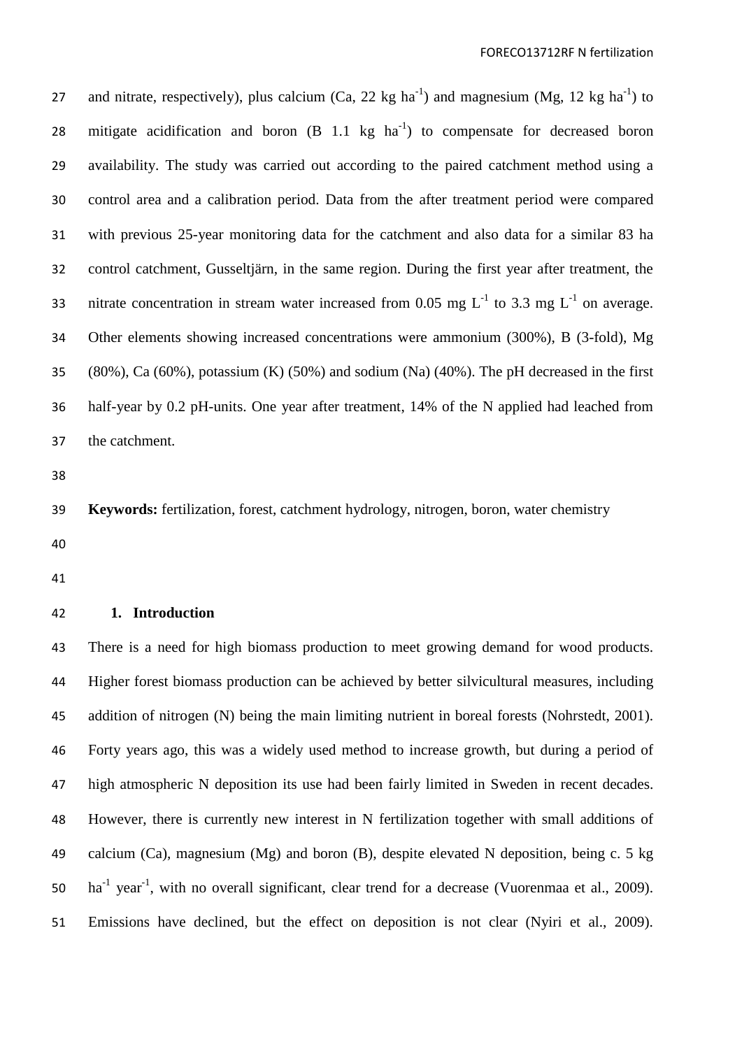and nitrate, respectively), plus calcium (Ca, 22 kg $ha^{-1}$) and magnesium (Mg, 12 kg $ha^{-1}$) to mitigate acidification and boron (B 1.1 kg $ha^{-1}$) to compensate for decreased boron availability. The study was carried out according to the paired catchment method using a control area and a calibration period. Data from the after treatment period were compared with previous 25-year monitoring data for the catchment and also data for a similar 83 ha control catchment, Gusseltjärn, in the same region. During the first year after treatment, the nitrate concentration in stream water increased from 0.05 mg $L^{-1}$ to 3.3 mg $L^{-1}$ on average. Other elements showing increased concentrations were ammonium (300%), B (3-fold), Mg (80%), Ca (60%), potassium (K) (50%) and sodium (Na) (40%). The pH decreased in the first half-year by 0.2 pH-units. One year after treatment, 14% of the N applied had leached from the catchment.

**Keywords:** fertilization, forest, catchment hydrology, nitrogen, boron, water chemistry

## 1. Introduction

There is a need for high biomass production to meet growing demand for wood products. Higher forest biomass production can be achieved by better silvicultural measures, including addition of nitrogen (N) being the main limiting nutrient in boreal forests (Nohrstedt, 2001). Forty years ago, this was a widely used method to increase growth, but during a period of high atmospheric N deposition its use had been fairly limited in Sweden in recent decades. However, there is currently new interest in N fertilization together with small additions of calcium (Ca), magnesium (Mg) and boron (B), despite elevated N deposition, being c. 5 kg $ha^{-1}$ $year^{-1}$, with no overall significant, clear trend for a decrease (Vuorenmaa et al., 2009). Emissions have declined, but the effect on deposition is not clear (Nyiri et al., 2009).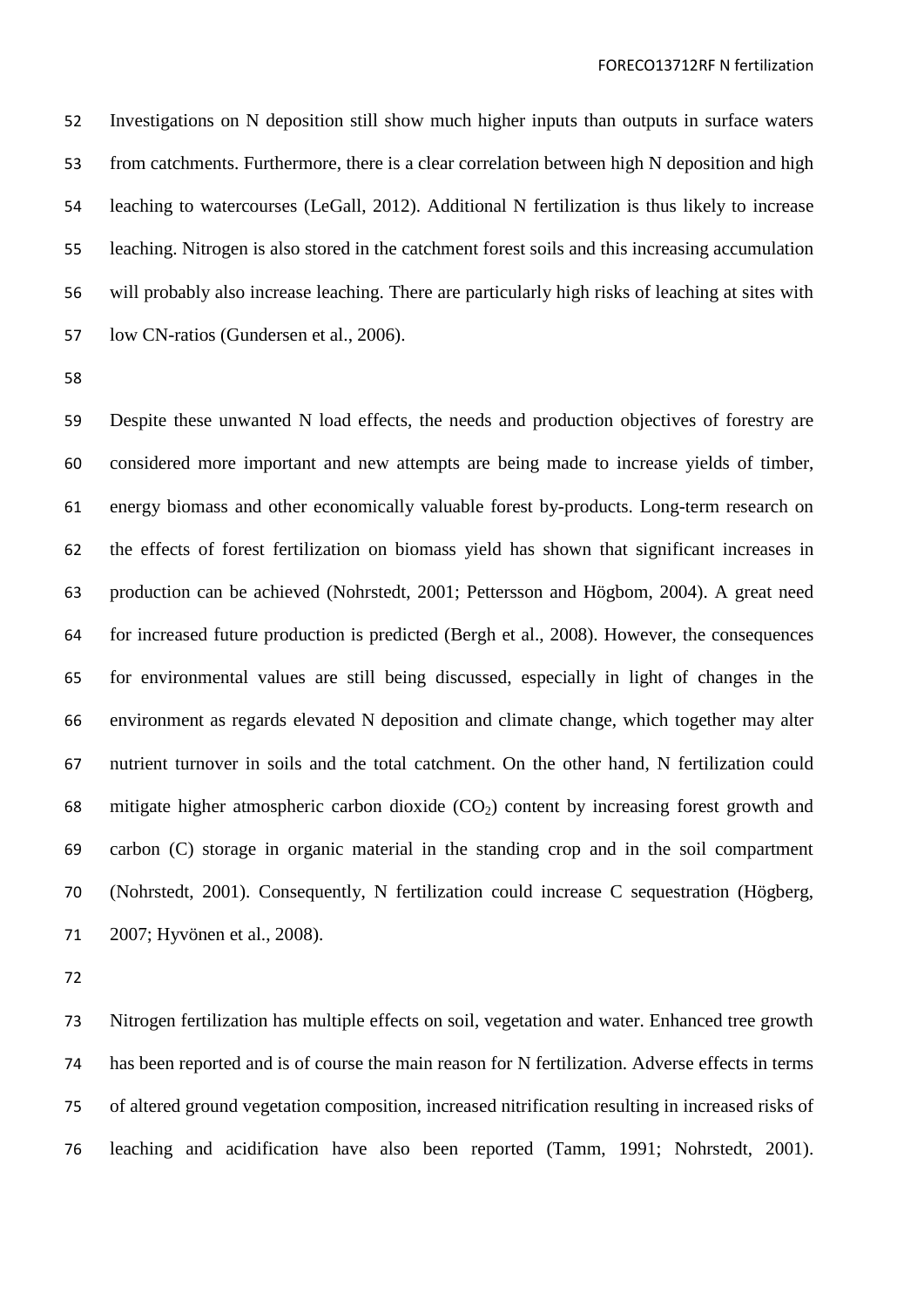Investigations on N deposition still show much higher inputs than outputs in surface waters from catchments. Furthermore, there is a clear correlation between high N deposition and high leaching to watercourses (LeGall, 2012). Additional N fertilization is thus likely to increase leaching. Nitrogen is also stored in the catchment forest soils and this increasing accumulation will probably also increase leaching. There are particularly high risks of leaching at sites with low CN-ratios (Gundersen et al., 2006).

Despite these unwanted N load effects, the needs and production objectives of forestry are considered more important and new attempts are being made to increase yields of timber, energy biomass and other economically valuable forest by-products. Long-term research on the effects of forest fertilization on biomass yield has shown that significant increases in production can be achieved (Nohrstedt, 2001; Pettersson and Högbom, 2004). A great need for increased future production is predicted (Bergh et al., 2008). However, the consequences for environmental values are still being discussed, especially in light of changes in the environment as regards elevated N deposition and climate change, which together may alter nutrient turnover in soils and the total catchment. On the other hand, N fertilization could mitigate higher atmospheric carbon dioxide ($CO_2$) content by increasing forest growth and carbon (C) storage in organic material in the standing crop and in the soil compartment (Nohrstedt, 2001). Consequently, N fertilization could increase C sequestration (Högberg, 2007; Hyvönen et al., 2008).

Nitrogen fertilization has multiple effects on soil, vegetation and water. Enhanced tree growth has been reported and is of course the main reason for N fertilization. Adverse effects in terms of altered ground vegetation composition, increased nitrification resulting in increased risks of leaching and acidification have also been reported (Tamm, 1991; Nohrstedt, 2001).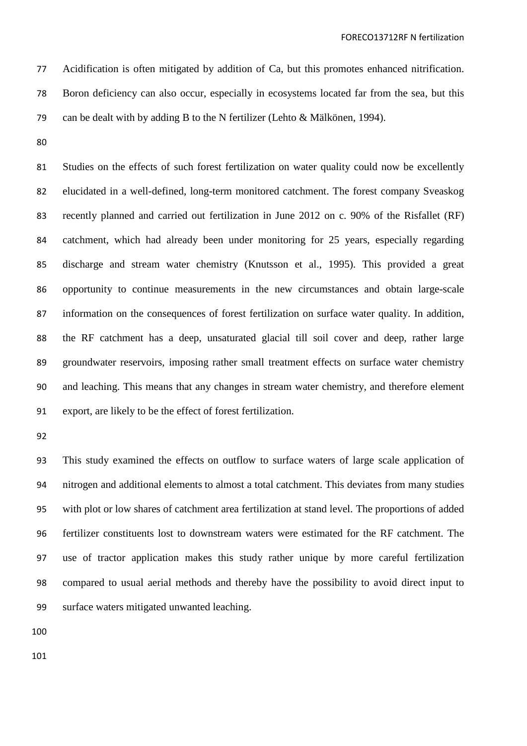Acidification is often mitigated by addition of Ca, but this promotes enhanced nitrification. Boron deficiency can also occur, especially in ecosystems located far from the sea, but this can be dealt with by adding B to the N fertilizer (Lehto & Mälkönen, 1994).

Studies on the effects of such forest fertilization on water quality could now be excellently elucidated in a well-defined, long-term monitored catchment. The forest company Sveaskog recently planned and carried out fertilization in June 2012 on c. 90% of the Risfallet (RF) catchment, which had already been under monitoring for 25 years, especially regarding discharge and stream water chemistry (Knutsson et al., 1995). This provided a great opportunity to continue measurements in the new circumstances and obtain large-scale information on the consequences of forest fertilization on surface water quality. In addition, the RF catchment has a deep, unsaturated glacial till soil cover and deep, rather large groundwater reservoirs, imposing rather small treatment effects on surface water chemistry and leaching. This means that any changes in stream water chemistry, and therefore element export, are likely to be the effect of forest fertilization.

This study examined the effects on outflow to surface waters of large scale application of nitrogen and additional elements to almost a total catchment. This deviates from many studies with plot or low shares of catchment area fertilization at stand level. The proportions of added fertilizer constituents lost to downstream waters were estimated for the RF catchment. The use of tractor application makes this study rather unique by more careful fertilization compared to usual aerial methods and thereby have the possibility to avoid direct input to surface waters mitigated unwanted leaching.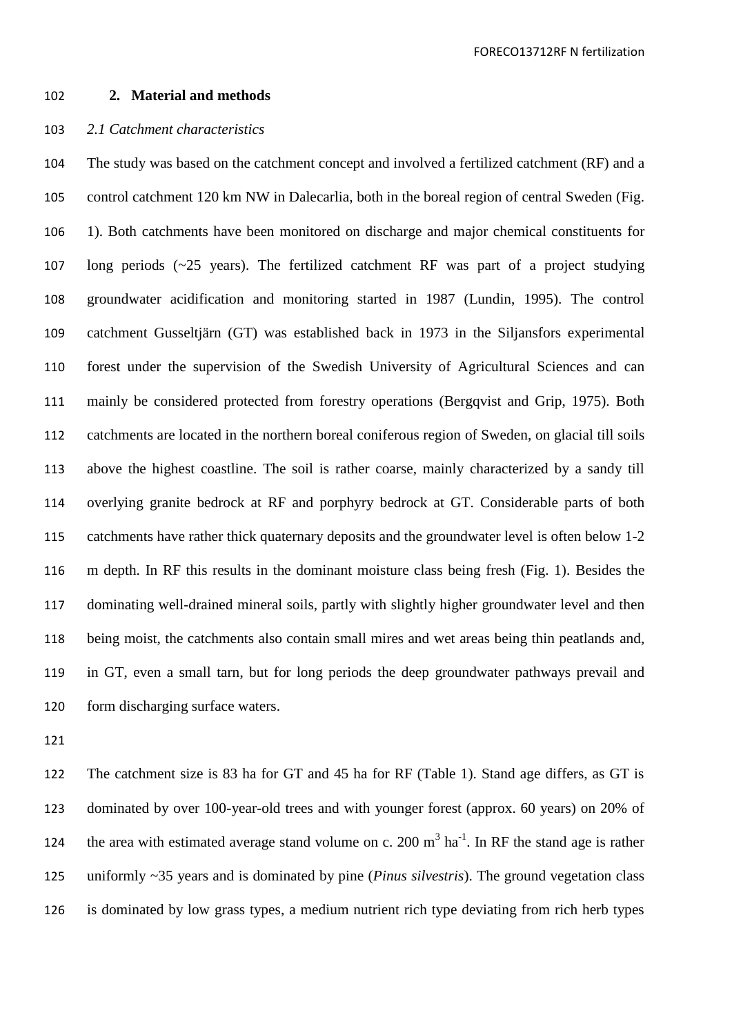## 2. Material and methods

*2.1 Catchment characteristics*

The study was based on the catchment concept and involved a fertilized catchment (RF) and a control catchment 120 km NW in Dalecarlia, both in the boreal region of central Sweden (Fig. 1). Both catchments have been monitored on discharge and major chemical constituents for long periods (~25 years). The fertilized catchment RF was part of a project studying groundwater acidification and monitoring started in 1987 (Lundin, 1995). The control catchment Gusseltjärn (GT) was established back in 1973 in the Siljansfors experimental forest under the supervision of the Swedish University of Agricultural Sciences and can mainly be considered protected from forestry operations (Bergqvist and Grip, 1975). Both catchments are located in the northern boreal coniferous region of Sweden, on glacial till soils above the highest coastline. The soil is rather coarse, mainly characterized by a sandy till overlying granite bedrock at RF and porphyry bedrock at GT. Considerable parts of both catchments have rather thick quaternary deposits and the groundwater level is often below 1-2 m depth. In RF this results in the dominant moisture class being fresh (Fig. 1). Besides the dominating well-drained mineral soils, partly with slightly higher groundwater level and then being moist, the catchments also contain small mires and wet areas being thin peatlands and, in GT, even a small tarn, but for long periods the deep groundwater pathways prevail and form discharging surface waters.

The catchment size is 83 ha for GT and 45 ha for RF (Table 1). Stand age differs, as GT is dominated by over 100-year-old trees and with younger forest (approx. 60 years) on 20% of the area with estimated average stand volume on c. 200 $m^3$ $ha^{-1}$. In RF the stand age is rather uniformly ~35 years and is dominated by pine (*Pinus silvestris*). The ground vegetation class is dominated by low grass types, a medium nutrient rich type deviating from rich herb types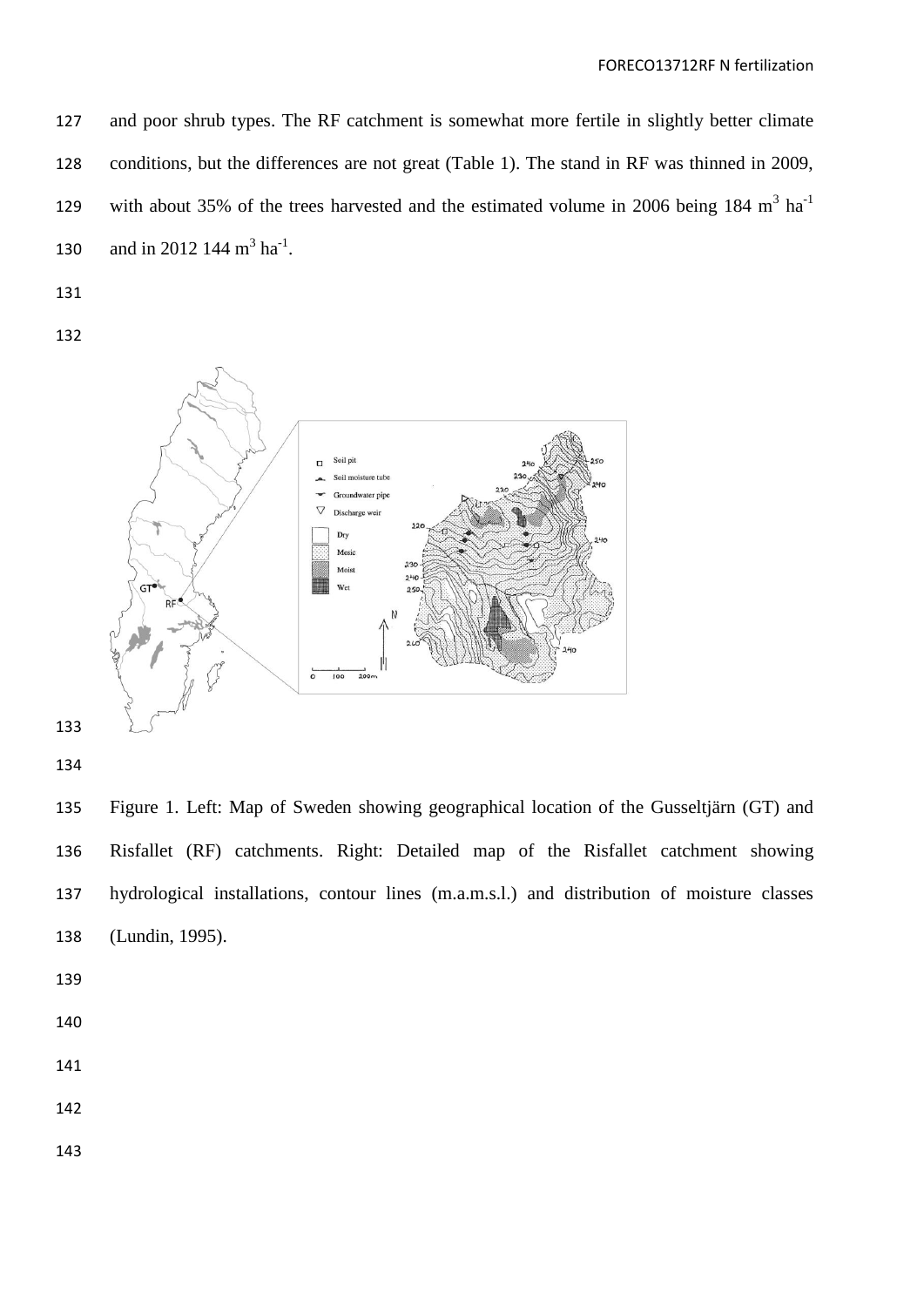and poor shrub types. The RF catchment is somewhat more fertile in slightly better climate conditions, but the differences are not great (Table 1). The stand in RF was thinned in 2009, with about 35% of the trees harvested and the estimated volume in 2006 being 184 $m^3$ $ha^{-1}$ and in 2012 144 $m^3$ $ha^{-1}$.

Figure 1. Left: Map of Sweden showing geographical location of the Gusseltjärn (GT) and Risfallet (RF) catchments. Right: Detailed map of the Risfallet catchment showing hydrological installations, contour lines (m.a.m.s.l.) and distribution of moisture classes (Lundin, 1995).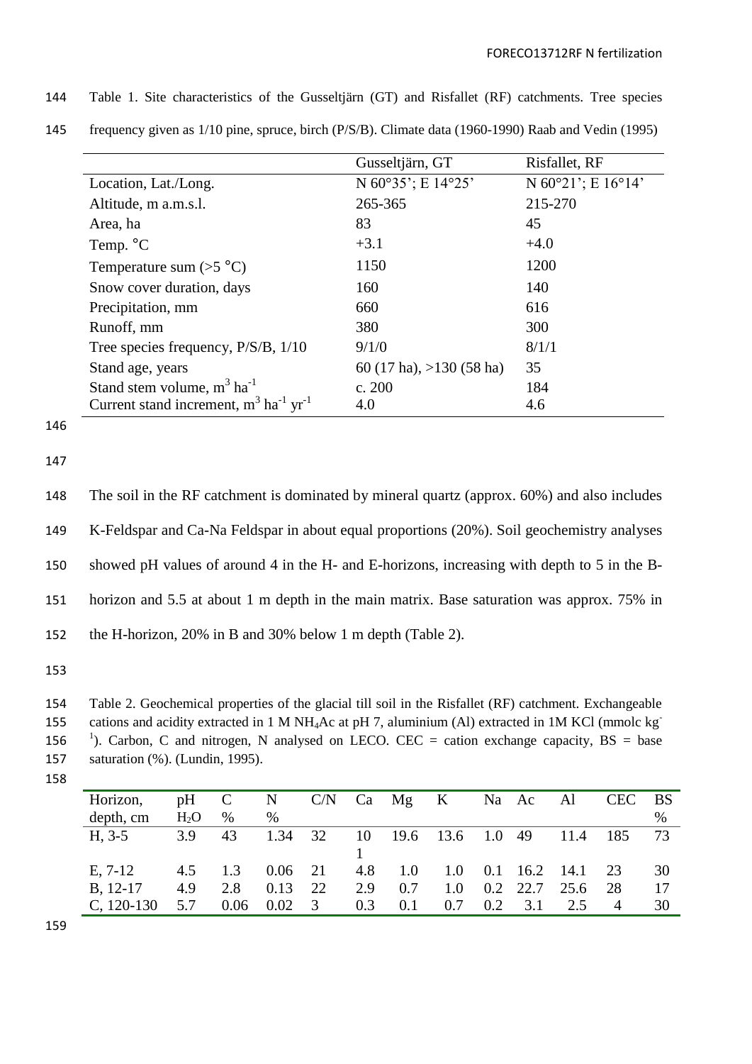Table 1. Site characteristics of the Gusseltjärn (GT) and Risfallet (RF) catchments. Tree species frequency given as 1/10 pine, spruce, birch (P/S/B). Climate data (1960-1990) Raab and Vedin (1995)

| | Gusseltjärn, GT | Risfallet, RF |
|---|---|---|
| Location, Lat./Long. | N 60°35'; E 14°25' | N 60°21'; E 16°14' |
| Altitude, m a.m.s.l. | 265-365 | 215-270 |
| Area, ha | 83 | 45 |
| Temp. °C | +3.1 | +4.0 |
| Temperature sum (>5 °C) | 1150 | 1200 |
| Snow cover duration, days | 160 | 140 |
| Precipitation, mm | 660 | 616 |
| Runoff, mm | 380 | 300 |
| Tree species frequency, P/S/B, 1/10 | 9/1/0 | 8/1/1 |
| Stand age, years | 60 (17 ha), >130 (58 ha) | 35 |
| Stand stem volume, $m^3$ $ha^{-1}$ | c. 200 | 184 |
| Current stand increment, $m^3$ $ha^{-1}$ $yr^{-1}$ | 4.0 | 4.6 |

The soil in the RF catchment is dominated by mineral quartz (approx. 60%) and also includes K-Feldspar and Ca-Na Feldspar in about equal proportions (20%). Soil geochemistry analyses showed pH values of around 4 in the H- and E-horizons, increasing with depth to 5 in the B-horizon and 5.5 at about 1 m depth in the main matrix. Base saturation was approx. 75% in the H-horizon, 20% in B and 30% below 1 m depth (Table 2).

Table 2. Geochemical properties of the glacial till soil in the Risfallet (RF) catchment. Exchangeable cations and acidity extracted in 1 M $NH_4Ac$ at pH 7, aluminium (Al) extracted in 1M KCl (mmolc $kg^{-1}$). Carbon, C and nitrogen, N analysed on LECO. CEC = cation exchange capacity, BS = base saturation (%). (Lundin, 1995).

| Horizon, depth, cm | pH $H_2O$ | C % | N % | C/N | Ca | Mg | K | Na | Ac | Al | CEC | BS % |
|---|---|---|---|---|---|---|---|---|---|---|---|---|
| H, 3-5 | 3.9 | 43 | 1.34 | 32 | 101 | 19.6 | 13.6 | 1.0 | 49 | 11.4 | 185 | 73 |
| E, 7-12 | 4.5 | 1.3 | 0.06 | 21 | 4.8 | 1.0 | 1.0 | 0.1 | 16.2 | 14.1 | 23 | 30 |
| B, 12-17 | 4.9 | 2.8 | 0.13 | 22 | 2.9 | 0.7 | 1.0 | 0.2 | 22.7 | 25.6 | 28 | 17 |
| C, 120-130 | 5.7 | 0.06 | 0.02 | 3 | 0.3 | 0.1 | 0.7 | 0.2 | 3.1 | 2.5 | 4 | 30 |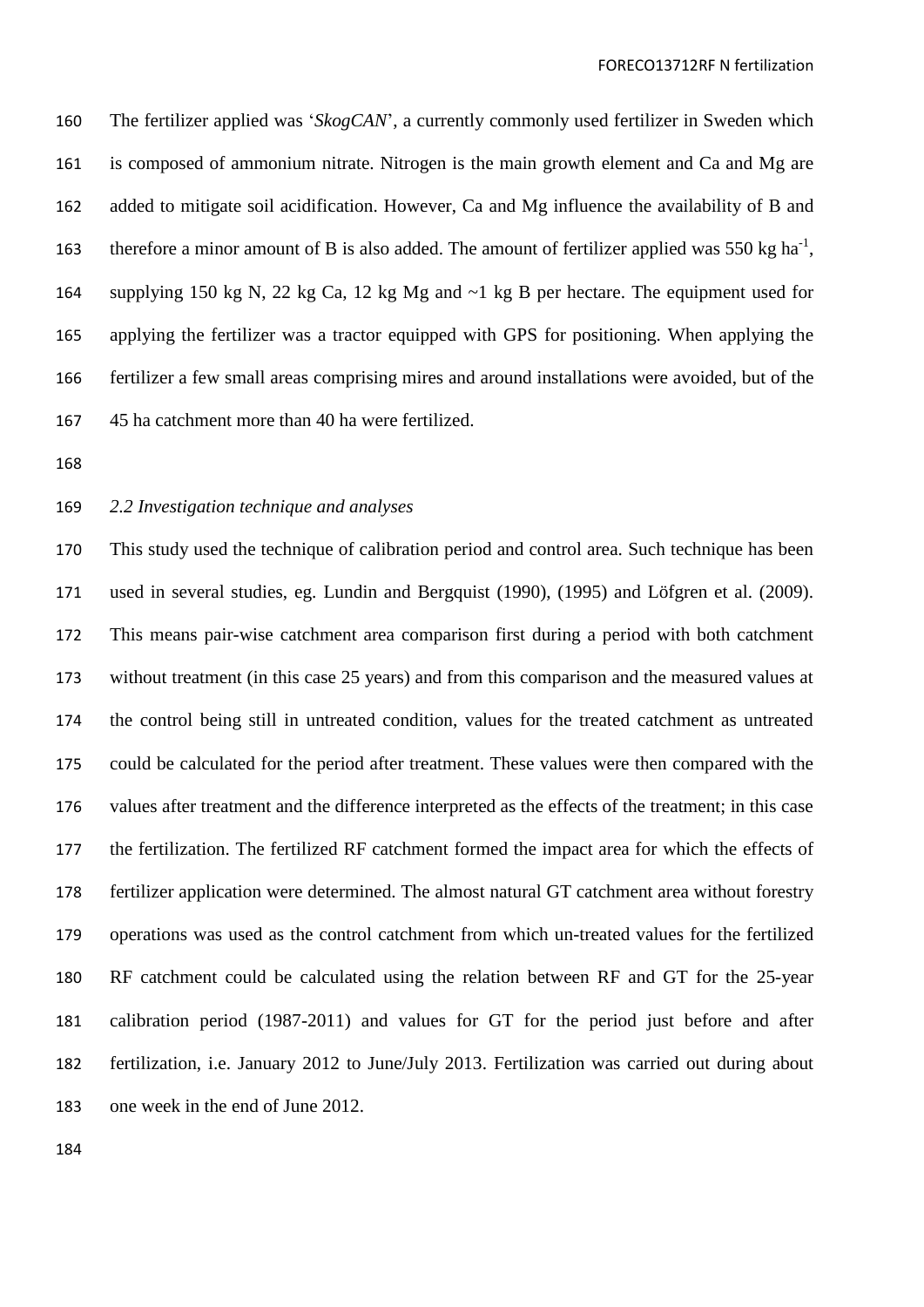The fertilizer applied was '*SkogCAN*', a currently commonly used fertilizer in Sweden which is composed of ammonium nitrate. Nitrogen is the main growth element and Ca and Mg are added to mitigate soil acidification. However, Ca and Mg influence the availability of B and therefore a minor amount of B is also added. The amount of fertilizer applied was 550 kg $ha^{-1}$, supplying 150 kg N, 22 kg Ca, 12 kg Mg and ~1 kg B per hectare. The equipment used for applying the fertilizer was a tractor equipped with GPS for positioning. When applying the fertilizer a few small areas comprising mires and around installations were avoided, but of the 45 ha catchment more than 40 ha were fertilized.

*2.2 Investigation technique and analyses*

This study used the technique of calibration period and control area. Such technique has been used in several studies, eg. Lundin and Bergquist (1990), (1995) and Löfgren et al. (2009). This means pair-wise catchment area comparison first during a period with both catchment without treatment (in this case 25 years) and from this comparison and the measured values at the control being still in untreated condition, values for the treated catchment as untreated could be calculated for the period after treatment. These values were then compared with the values after treatment and the difference interpreted as the effects of the treatment; in this case the fertilization. The fertilized RF catchment formed the impact area for which the effects of fertilizer application were determined. The almost natural GT catchment area without forestry operations was used as the control catchment from which un-treated values for the fertilized RF catchment could be calculated using the relation between RF and GT for the 25-year calibration period (1987-2011) and values for GT for the period just before and after fertilization, i.e. January 2012 to June/July 2013. Fertilization was carried out during about one week in the end of June 2012.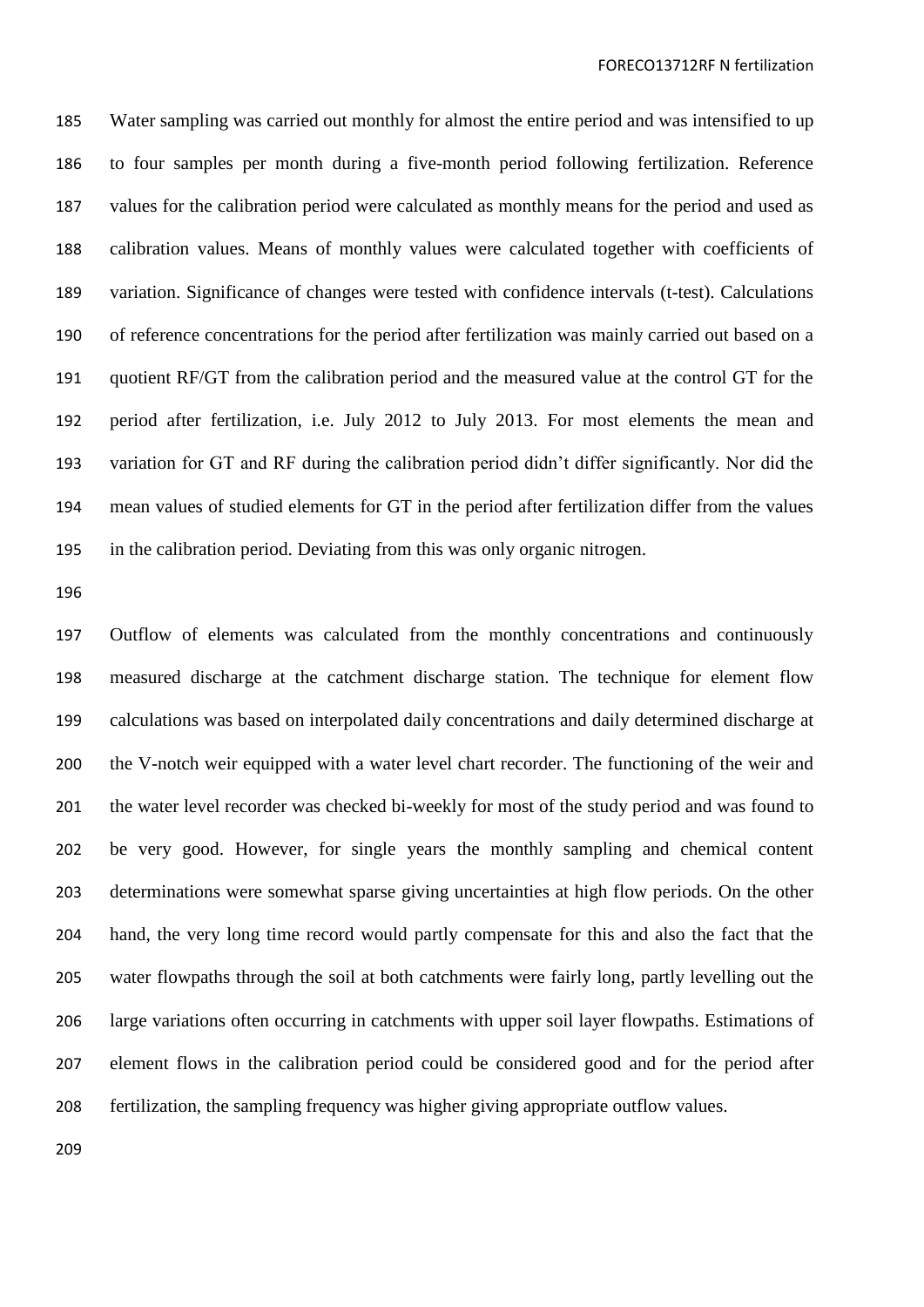Water sampling was carried out monthly for almost the entire period and was intensified to up to four samples per month during a five-month period following fertilization. Reference values for the calibration period were calculated as monthly means for the period and used as calibration values. Means of monthly values were calculated together with coefficients of variation. Significance of changes were tested with confidence intervals (t-test). Calculations of reference concentrations for the period after fertilization was mainly carried out based on a quotient RF/GT from the calibration period and the measured value at the control GT for the period after fertilization, i.e. July 2012 to July 2013. For most elements the mean and variation for GT and RF during the calibration period didn't differ significantly. Nor did the mean values of studied elements for GT in the period after fertilization differ from the values in the calibration period. Deviating from this was only organic nitrogen.

Outflow of elements was calculated from the monthly concentrations and continuously measured discharge at the catchment discharge station. The technique for element flow calculations was based on interpolated daily concentrations and daily determined discharge at the V-notch weir equipped with a water level chart recorder. The functioning of the weir and the water level recorder was checked bi-weekly for most of the study period and was found to be very good. However, for single years the monthly sampling and chemical content determinations were somewhat sparse giving uncertainties at high flow periods. On the other hand, the very long time record would partly compensate for this and also the fact that the water flowpaths through the soil at both catchments were fairly long, partly levelling out the large variations often occurring in catchments with upper soil layer flowpaths. Estimations of element flows in the calibration period could be considered good and for the period after fertilization, the sampling frequency was higher giving appropriate outflow values.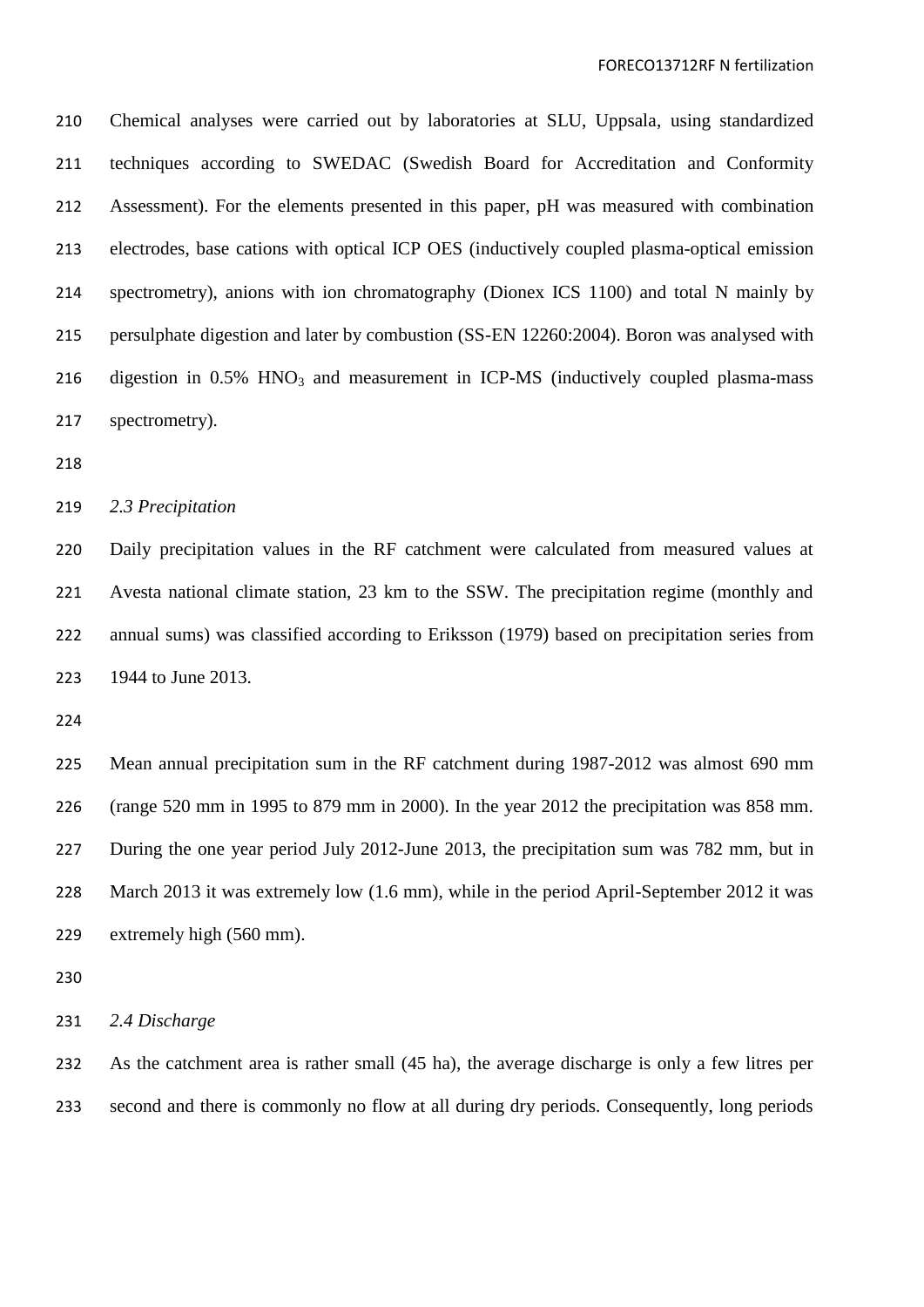Chemical analyses were carried out by laboratories at SLU, Uppsala, using standardized techniques according to SWEDAC (Swedish Board for Accreditation and Conformity Assessment). For the elements presented in this paper, pH was measured with combination electrodes, base cations with optical ICP OES (inductively coupled plasma-optical emission spectrometry), anions with ion chromatography (Dionex ICS 1100) and total N mainly by persulphate digestion and later by combustion (SS-EN 12260:2004). Boron was analysed with digestion in 0.5% $HNO_3$ and measurement in ICP-MS (inductively coupled plasma-mass spectrometry).

### *2.3 Precipitation*

Daily precipitation values in the RF catchment were calculated from measured values at Avesta national climate station, 23 km to the SSW. The precipitation regime (monthly and annual sums) was classified according to Eriksson (1979) based on precipitation series from 1944 to June 2013.

Mean annual precipitation sum in the RF catchment during 1987-2012 was almost 690 mm (range 520 mm in 1995 to 879 mm in 2000). In the year 2012 the precipitation was 858 mm. During the one year period July 2012-June 2013, the precipitation sum was 782 mm, but in March 2013 it was extremely low (1.6 mm), while in the period April-September 2012 it was extremely high (560 mm).

### *2.4 Discharge*

As the catchment area is rather small (45 ha), the average discharge is only a few litres per second and there is commonly no flow at all during dry periods. Consequently, long periods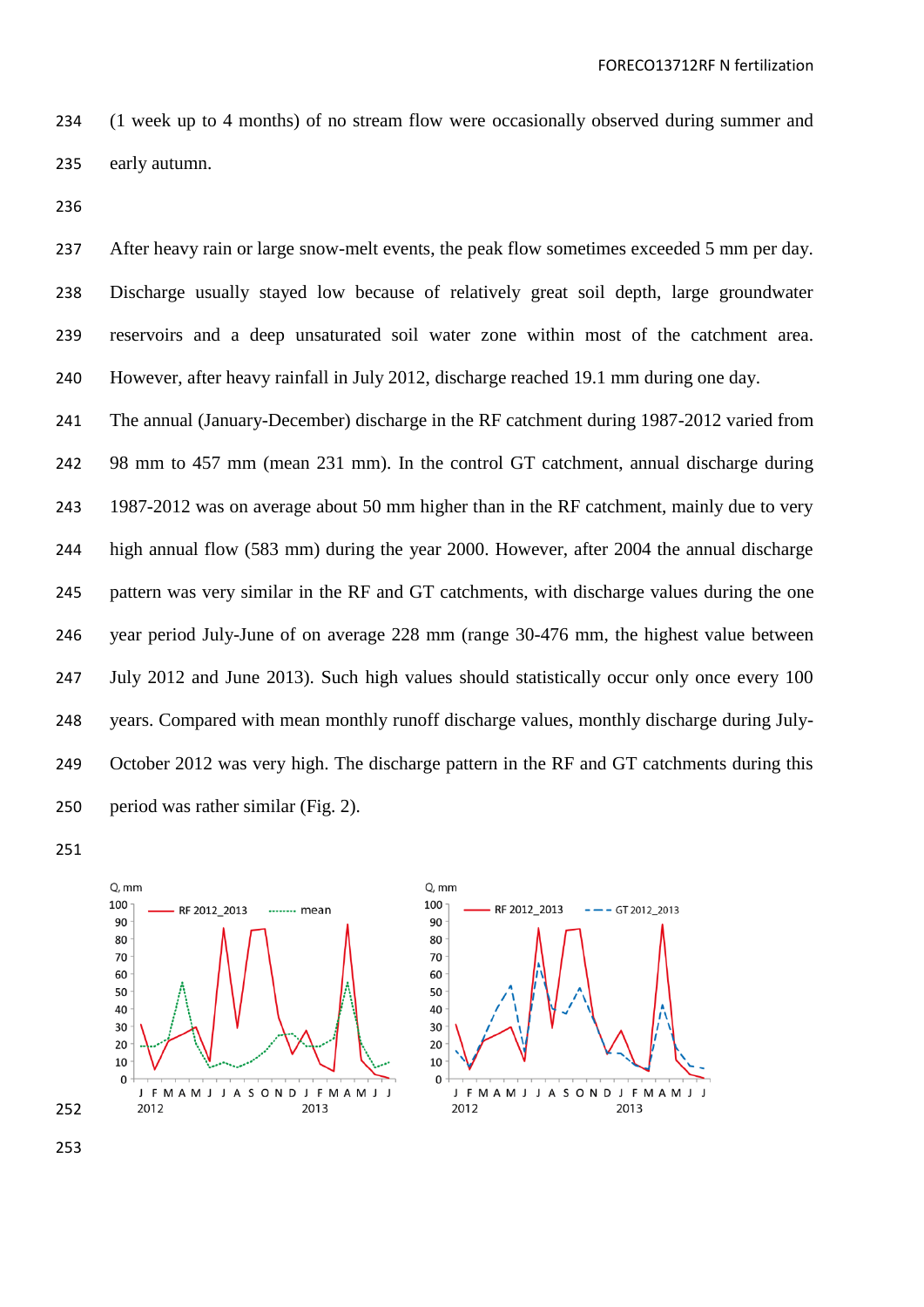(1 week up to 4 months) of no stream flow were occasionally observed during summer and early autumn.

After heavy rain or large snow-melt events, the peak flow sometimes exceeded 5 mm per day. Discharge usually stayed low because of relatively great soil depth, large groundwater reservoirs and a deep unsaturated soil water zone within most of the catchment area. However, after heavy rainfall in July 2012, discharge reached 19.1 mm during one day. The annual (January-December) discharge in the RF catchment during 1987-2012 varied from 98 mm to 457 mm (mean 231 mm). In the control GT catchment, annual discharge during 1987-2012 was on average about 50 mm higher than in the RF catchment, mainly due to very high annual flow (583 mm) during the year 2000. However, after 2004 the annual discharge pattern was very similar in the RF and GT catchments, with discharge values during the one year period July-June of on average 228 mm (range 30-476 mm, the highest value between July 2012 and June 2013). Such high values should statistically occur only once every 100 years. Compared with mean monthly runoff discharge values, monthly discharge during July-October 2012 was very high. The discharge pattern in the RF and GT catchments during this period was rather similar (Fig. 2).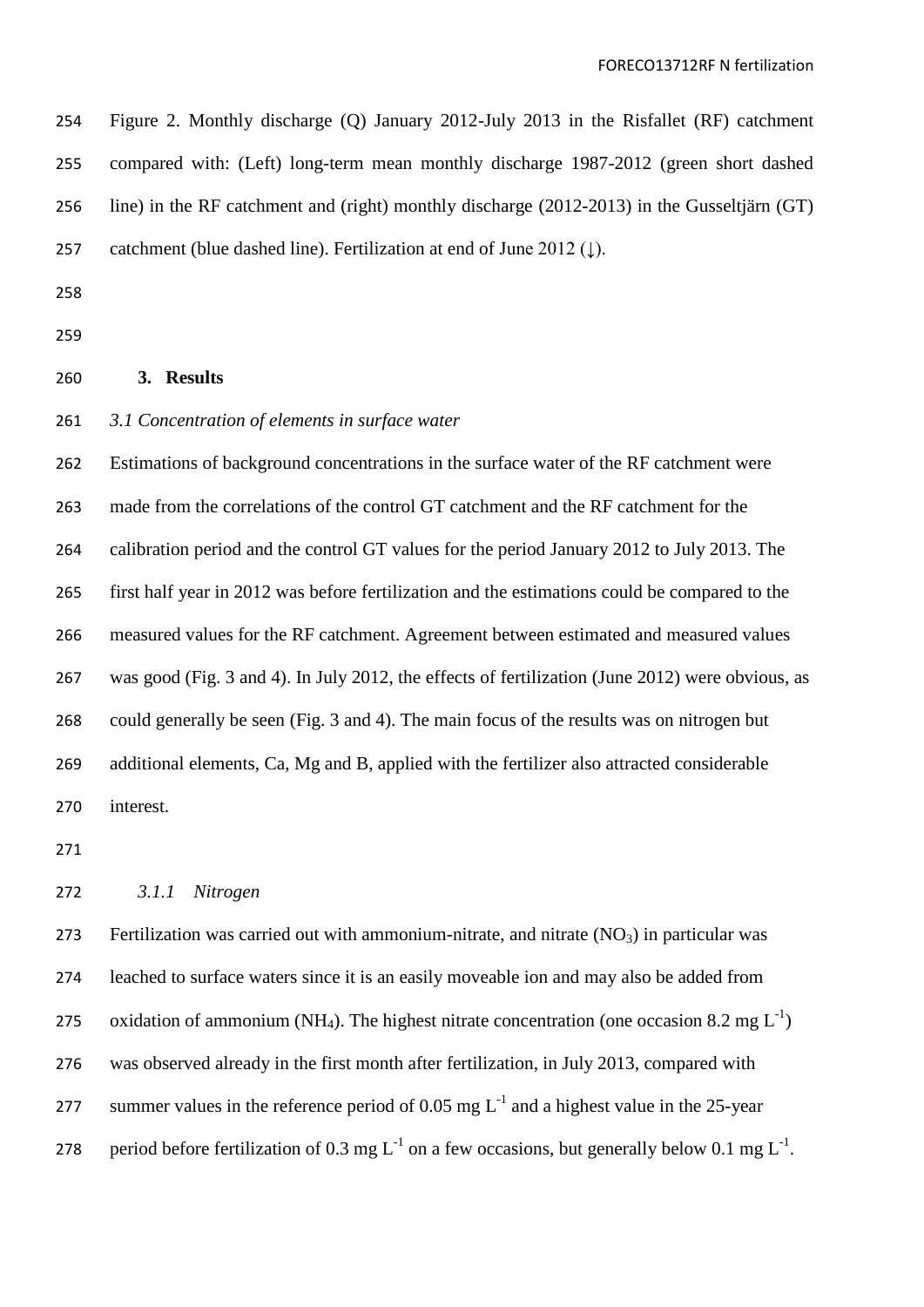Figure 2. Monthly discharge (Q) January 2012-July 2013 in the Risfallet (RF) catchment compared with: (Left) long-term mean monthly discharge 1987-2012 (green short dashed line) in the RF catchment and (right) monthly discharge (2012-2013) in the Gusseltjärn (GT) catchment (blue dashed line). Fertilization at end of June 2012 (↓).

## 3. Results

### *3.1 Concentration of elements in surface water*

Estimations of background concentrations in the surface water of the RF catchment were made from the correlations of the control GT catchment and the RF catchment for the calibration period and the control GT values for the period January 2012 to July 2013. The first half year in 2012 was before fertilization and the estimations could be compared to the measured values for the RF catchment. Agreement between estimated and measured values was good (Fig. 3 and 4). In July 2012, the effects of fertilization (June 2012) were obvious, as could generally be seen (Fig. 3 and 4). The main focus of the results was on nitrogen but additional elements, Ca, Mg and B, applied with the fertilizer also attracted considerable interest.

#### *3.1.1 Nitrogen*

Fertilization was carried out with ammonium-nitrate, and nitrate ($NO_3$) in particular was leached to surface waters since it is an easily moveable ion and may also be added from oxidation of ammonium ($NH_4$). The highest nitrate concentration (one occasion 8.2 mg $L^{-1}$) was observed already in the first month after fertilization, in July 2013, compared with summer values in the reference period of 0.05 mg $L^{-1}$ and a highest value in the 25-year period before fertilization of 0.3 mg $L^{-1}$ on a few occasions, but generally below 0.1 mg $L^{-1}$.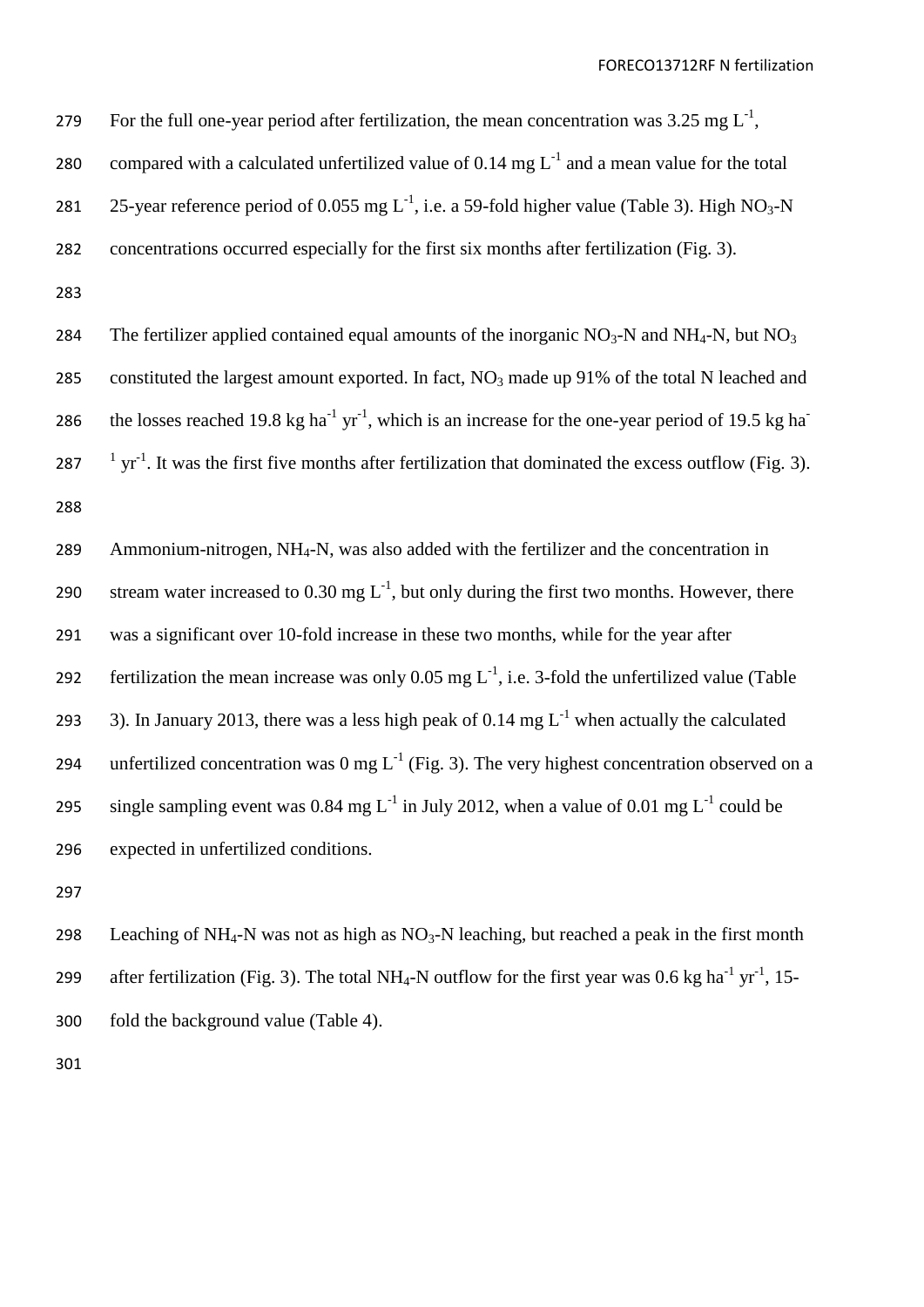For the full one-year period after fertilization, the mean concentration was 3.25 mg $L^{-1}$, compared with a calculated unfertilized value of 0.14 mg $L^{-1}$ and a mean value for the total 25-year reference period of 0.055 mg $L^{-1}$, i.e. a 59-fold higher value (Table 3). High $NO_3$-N concentrations occurred especially for the first six months after fertilization (Fig. 3).

The fertilizer applied contained equal amounts of the inorganic $NO_3$-N and $NH_4$-N, but $NO_3$ constituted the largest amount exported. In fact, $NO_3$ made up 91% of the total N leached and the losses reached 19.8 kg $ha^{-1}$ $yr^{-1}$, which is an increase for the one-year period of 19.5 kg $ha^{-1}$ $yr^{-1}$. It was the first five months after fertilization that dominated the excess outflow (Fig. 3).

Ammonium-nitrogen, $NH_4$-N, was also added with the fertilizer and the concentration in stream water increased to 0.30 mg $L^{-1}$, but only during the first two months. However, there was a significant over 10-fold increase in these two months, while for the year after fertilization the mean increase was only 0.05 mg $L^{-1}$, i.e. 3-fold the unfertilized value (Table 3). In January 2013, there was a less high peak of 0.14 mg $L^{-1}$ when actually the calculated unfertilized concentration was 0 mg $L^{-1}$ (Fig. 3). The very highest concentration observed on a single sampling event was 0.84 mg $L^{-1}$ in July 2012, when a value of 0.01 mg $L^{-1}$ could be expected in unfertilized conditions.

Leaching of $NH_4$-N was not as high as $NO_3$-N leaching, but reached a peak in the first month after fertilization (Fig. 3). The total $NH_4$-N outflow for the first year was 0.6 kg $ha^{-1}$ $yr^{-1}$, 15-fold the background value (Table 4).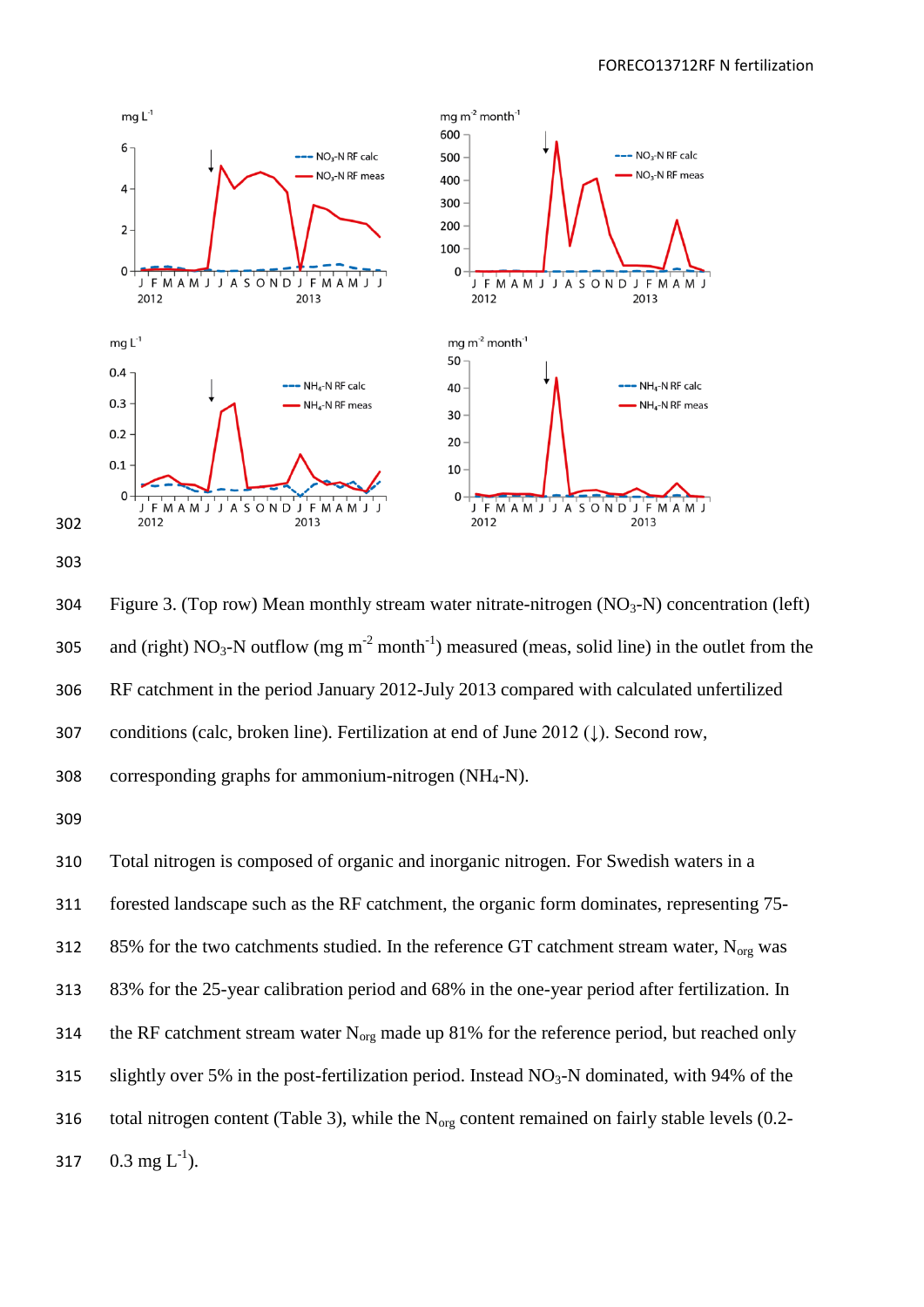Figure 3. (Top row) Mean monthly stream water nitrate-nitrogen ($NO_3$-N) concentration (left) and (right) $NO_3$-N outflow (mg $m^{-2}$ $month^{-1}$) measured (meas, solid line) in the outlet from the RF catchment in the period January 2012-July 2013 compared with calculated unfertilized conditions (calc, broken line). Fertilization at end of June 2012 (↓). Second row, corresponding graphs for ammonium-nitrogen ($NH_4$-N).

Total nitrogen is composed of organic and inorganic nitrogen. For Swedish waters in a forested landscape such as the RF catchment, the organic form dominates, representing 75-85% for the two catchments studied. In the reference GT catchment stream water, $N_{org}$ was 83% for the 25-year calibration period and 68% in the one-year period after fertilization. In the RF catchment stream water $N_{org}$ made up 81% for the reference period, but reached only slightly over 5% in the post-fertilization period. Instead $NO_3$-N dominated, with 94% of the total nitrogen content (Table 3), while the $N_{org}$ content remained on fairly stable levels (0.2-0.3 mg $L^{-1}$).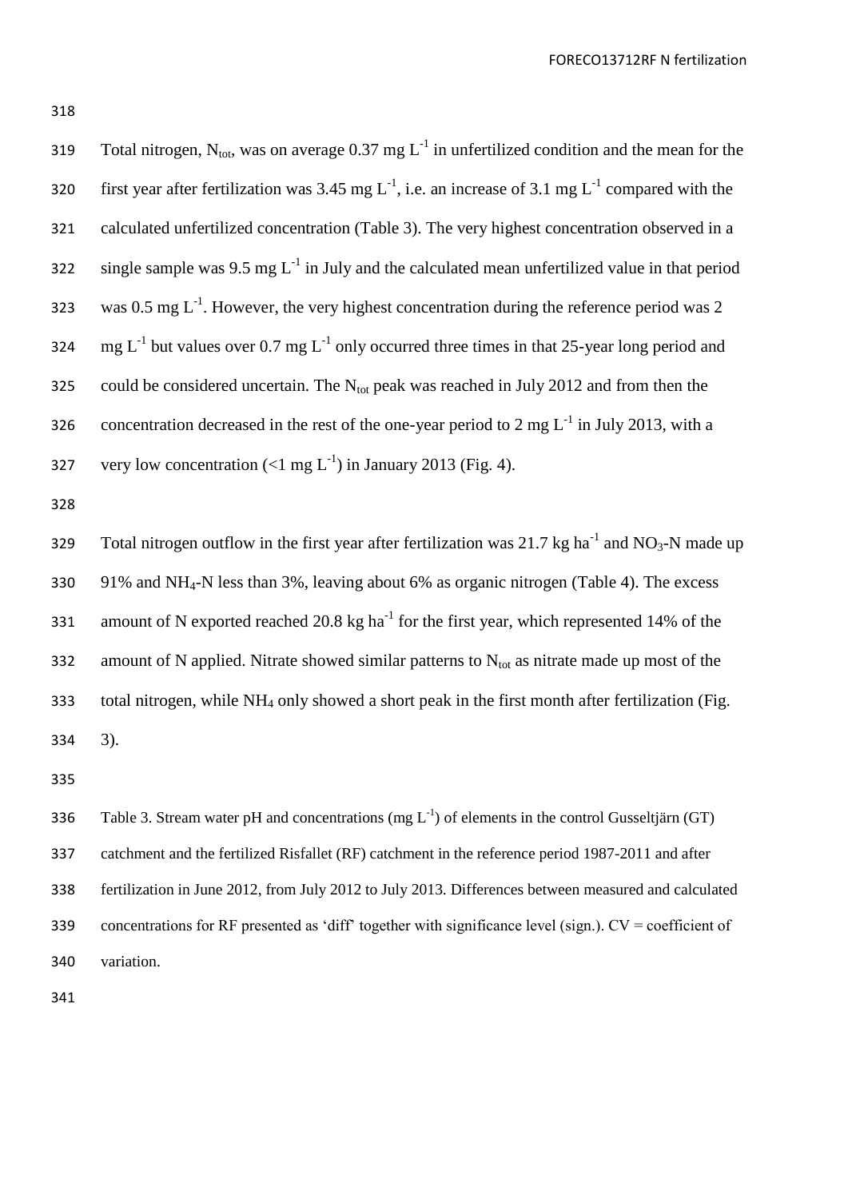Total nitrogen, $N_{tot}$, was on average 0.37 mg $L^{-1}$ in unfertilized condition and the mean for the first year after fertilization was 3.45 mg $L^{-1}$, i.e. an increase of 3.1 mg $L^{-1}$ compared with the calculated unfertilized concentration (Table 3). The very highest concentration observed in a single sample was 9.5 mg $L^{-1}$ in July and the calculated mean unfertilized value in that period was 0.5 mg $L^{-1}$. However, the very highest concentration during the reference period was 2 mg $L^{-1}$ but values over 0.7 mg $L^{-1}$ only occurred three times in that 25-year long period and could be considered uncertain. The $N_{tot}$ peak was reached in July 2012 and from then the concentration decreased in the rest of the one-year period to 2 mg $L^{-1}$ in July 2013, with a very low concentration (<1 mg $L^{-1}$) in January 2013 (Fig. 4).

Total nitrogen outflow in the first year after fertilization was 21.7 kg $ha^{-1}$ and $NO_3$-N made up 91% and $NH_4$-N less than 3%, leaving about 6% as organic nitrogen (Table 4). The excess amount of N exported reached 20.8 kg $ha^{-1}$ for the first year, which represented 14% of the amount of N applied. Nitrate showed similar patterns to $N_{tot}$ as nitrate made up most of the total nitrogen, while $NH_4$ only showed a short peak in the first month after fertilization (Fig. 3).

Table 3. Stream water pH and concentrations (mg $L^{-1}$) of elements in the control Gusseltjärn (GT) catchment and the fertilized Risfallet (RF) catchment in the reference period 1987-2011 and after fertilization in June 2012, from July 2012 to July 2013. Differences between measured and calculated concentrations for RF presented as 'diff' together with significance level (sign.). CV = coefficient of variation.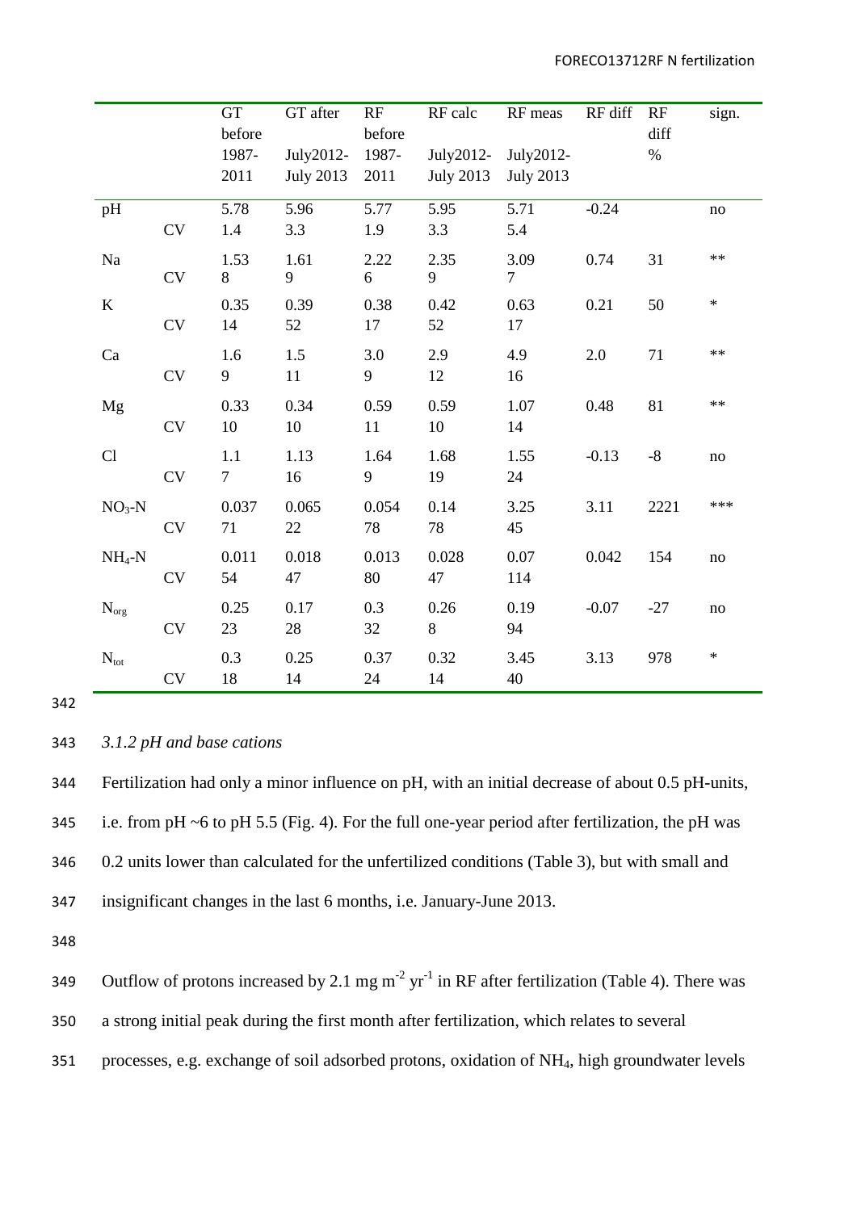| | | GT before 1987-2011 | GT after July2012-July 2013 | RF before 1987-2011 | RF calc July2012-July 2013 | RF meas July2012-July 2013 | RF diff | RF diff % | sign. |
|---|---|---|---|---|---|---|---|---|---|
| pH | | 5.78 | 5.96 | 5.77 | 5.95 | 5.71 | -0.24 | | no |
| | CV | 1.4 | 3.3 | 1.9 | 3.3 | 5.4 | | | |
| Na | | 1.53 | 1.61 | 2.22 | 2.35 | 3.09 | 0.74 | 31 | ** |
| | CV | 8 | 9 | 6 | 9 | 7 | | | |
| K | | 0.35 | 0.39 | 0.38 | 0.42 | 0.63 | 0.21 | 50 | * |
| | CV | 14 | 52 | 17 | 52 | 17 | | | |
| Ca | | 1.6 | 1.5 | 3.0 | 2.9 | 4.9 | 2.0 | 71 | ** |
| | CV | 9 | 11 | 9 | 12 | 16 | | | |
| Mg | | 0.33 | 0.34 | 0.59 | 0.59 | 1.07 | 0.48 | 81 | ** |
| | CV | 10 | 10 | 11 | 10 | 14 | | | |
| Cl | | 1.1 | 1.13 | 1.64 | 1.68 | 1.55 | -0.13 | -8 | no |
| | CV | 7 | 16 | 9 | 19 | 24 | | | |
| $NO_3$-N | | 0.037 | 0.065 | 0.054 | 0.14 | 3.25 | 3.11 | 2221 | *** |
| | CV | 71 | 22 | 78 | 78 | 45 | | | |
| $NH_4$-N | | 0.011 | 0.018 | 0.013 | 0.028 | 0.07 | 0.042 | 154 | no |
| | CV | 54 | 47 | 80 | 47 | 114 | | | |
| $N_{org}$ | | 0.25 | 0.17 | 0.3 | 0.26 | 0.19 | -0.07 | -27 | no |
| | CV | 23 | 28 | 32 | 8 | 94 | | | |
| $N_{tot}$ | | 0.3 | 0.25 | 0.37 | 0.32 | 3.45 | 3.13 | 978 | * |
| | CV | 18 | 14 | 24 | 14 | 40 | | | |

### *3.1.2 pH and base cations*

Fertilization had only a minor influence on pH, with an initial decrease of about 0.5 pH-units, i.e. from pH ~6 to pH 5.5 (Fig. 4). For the full one-year period after fertilization, the pH was 0.2 units lower than calculated for the unfertilized conditions (Table 3), but with small and insignificant changes in the last 6 months, i.e. January-June 2013.

Outflow of protons increased by 2.1 mg $m^{-2}$ $yr^{-1}$ in RF after fertilization (Table 4). There was a strong initial peak during the first month after fertilization, which relates to several processes, e.g. exchange of soil adsorbed protons, oxidation of $NH_4$, high groundwater levels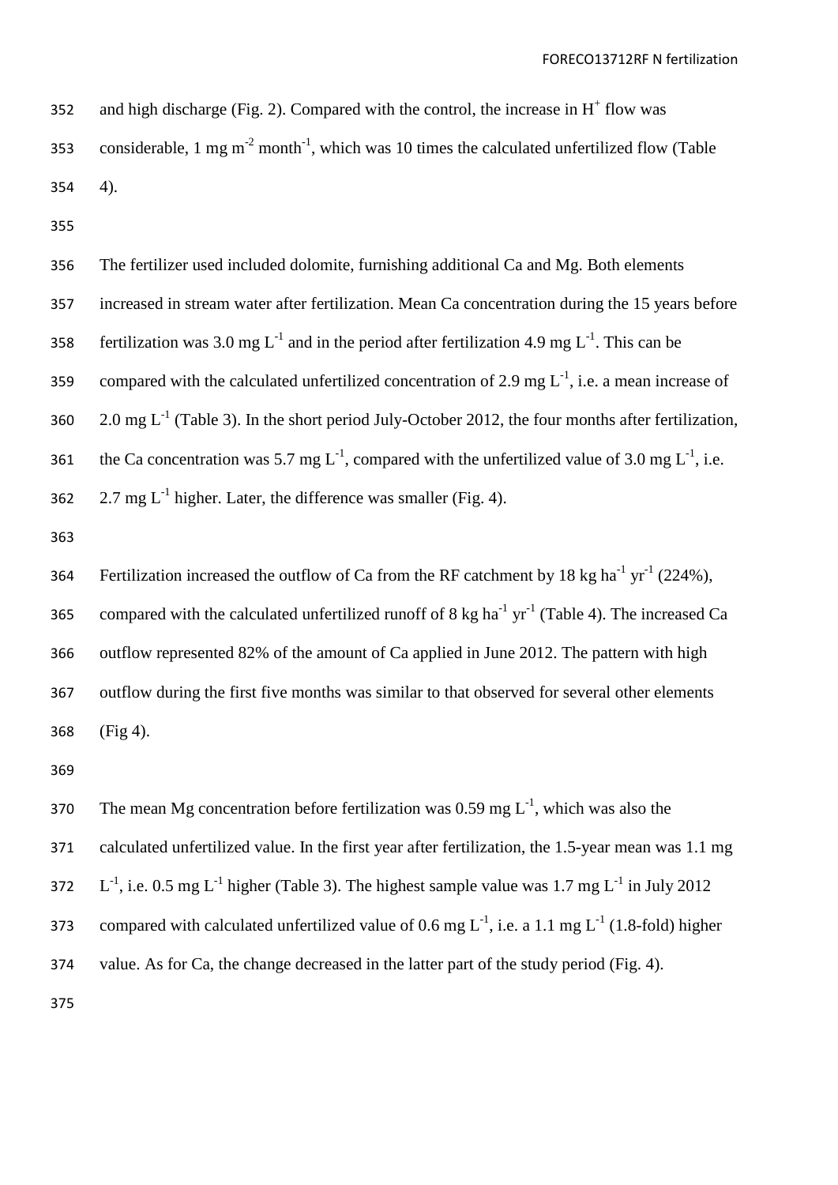and high discharge (Fig. 2). Compared with the control, the increase in $H^+$ flow was considerable, 1 mg $m^{-2}$ $month^{-1}$, which was 10 times the calculated unfertilized flow (Table 4).

The fertilizer used included dolomite, furnishing additional Ca and Mg. Both elements increased in stream water after fertilization. Mean Ca concentration during the 15 years before fertilization was 3.0 mg $L^{-1}$ and in the period after fertilization 4.9 mg $L^{-1}$. This can be compared with the calculated unfertilized concentration of 2.9 mg $L^{-1}$, i.e. a mean increase of 2.0 mg $L^{-1}$ (Table 3). In the short period July-October 2012, the four months after fertilization, the Ca concentration was 5.7 mg $L^{-1}$, compared with the unfertilized value of 3.0 mg $L^{-1}$, i.e. 2.7 mg $L^{-1}$ higher. Later, the difference was smaller (Fig. 4).

Fertilization increased the outflow of Ca from the RF catchment by 18 kg $ha^{-1}$ $yr^{-1}$ (224%), compared with the calculated unfertilized runoff of 8 kg $ha^{-1}$ $yr^{-1}$ (Table 4). The increased Ca outflow represented 82% of the amount of Ca applied in June 2012. The pattern with high outflow during the first five months was similar to that observed for several other elements (Fig 4).

The mean Mg concentration before fertilization was 0.59 mg $L^{-1}$, which was also the calculated unfertilized value. In the first year after fertilization, the 1.5-year mean was 1.1 mg $L^{-1}$, i.e. 0.5 mg $L^{-1}$ higher (Table 3). The highest sample value was 1.7 mg $L^{-1}$ in July 2012 compared with calculated unfertilized value of 0.6 mg $L^{-1}$, i.e. a 1.1 mg $L^{-1}$ (1.8-fold) higher value. As for Ca, the change decreased in the latter part of the study period (Fig. 4).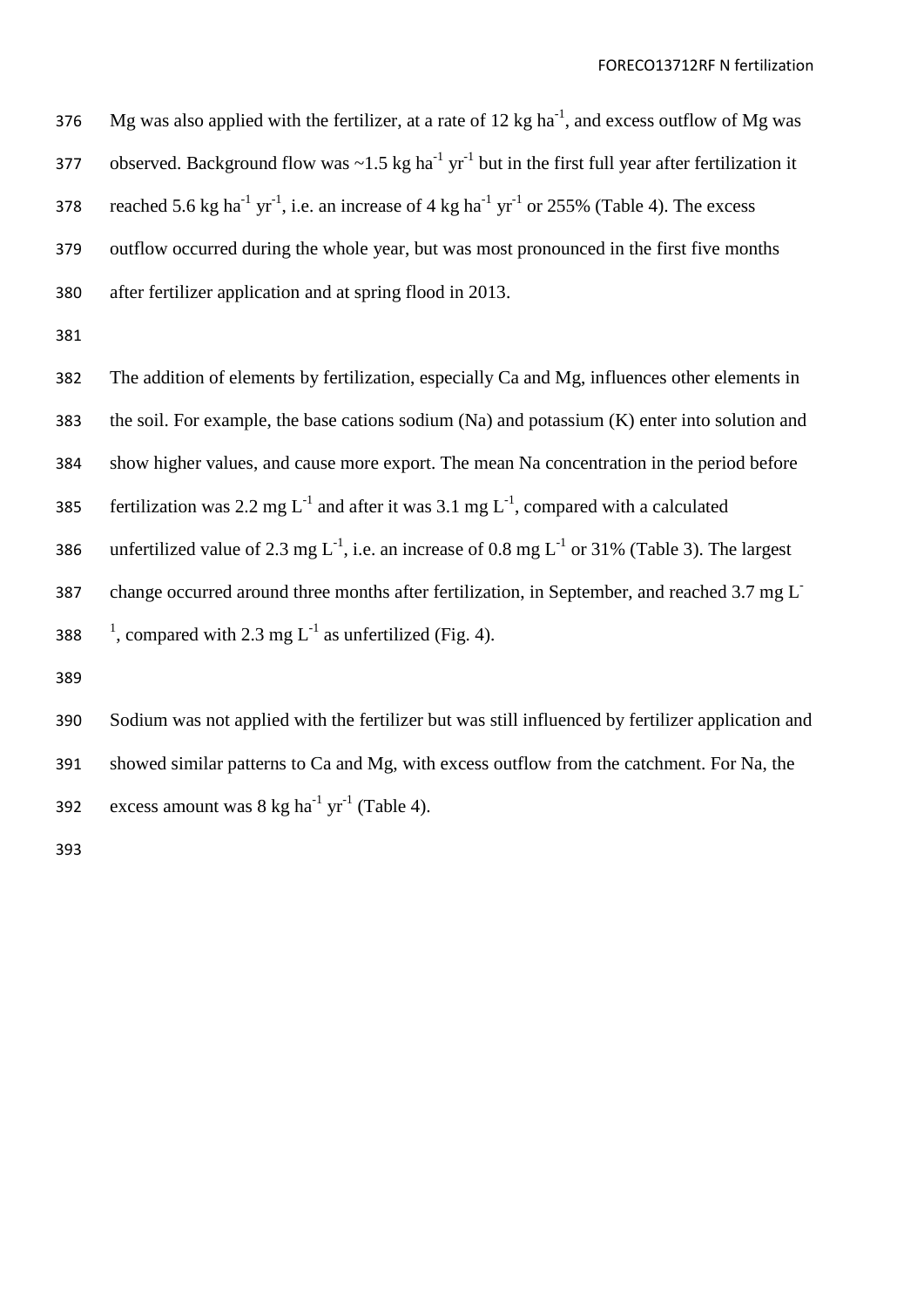Mg was also applied with the fertilizer, at a rate of 12 kg ha$^{-1}$, and excess outflow of Mg was observed. Background flow was ~1.5 kg ha$^{-1}$ yr$^{-1}$ but in the first full year after fertilization it reached 5.6 kg ha$^{-1}$ yr$^{-1}$, i.e. an increase of 4 kg ha$^{-1}$ yr$^{-1}$ or 255% (Table 4). The excess outflow occurred during the whole year, but was most pronounced in the first five months after fertilizer application and at spring flood in 2013.

The addition of elements by fertilization, especially Ca and Mg, influences other elements in the soil. For example, the base cations sodium (Na) and potassium (K) enter into solution and show higher values, and cause more export. The mean Na concentration in the period before fertilization was 2.2 mg L$^{-1}$ and after it was 3.1 mg L$^{-1}$, compared with a calculated unfertilized value of 2.3 mg L$^{-1}$, i.e. an increase of 0.8 mg L$^{-1}$ or 31% (Table 3). The largest change occurred around three months after fertilization, in September, and reached 3.7 mg L$^{-1}$, compared with 2.3 mg L$^{-1}$ as unfertilized (Fig. 4).

Sodium was not applied with the fertilizer but was still influenced by fertilizer application and showed similar patterns to Ca and Mg, with excess outflow from the catchment. For Na, the excess amount was 8 kg ha$^{-1}$ yr$^{-1}$ (Table 4).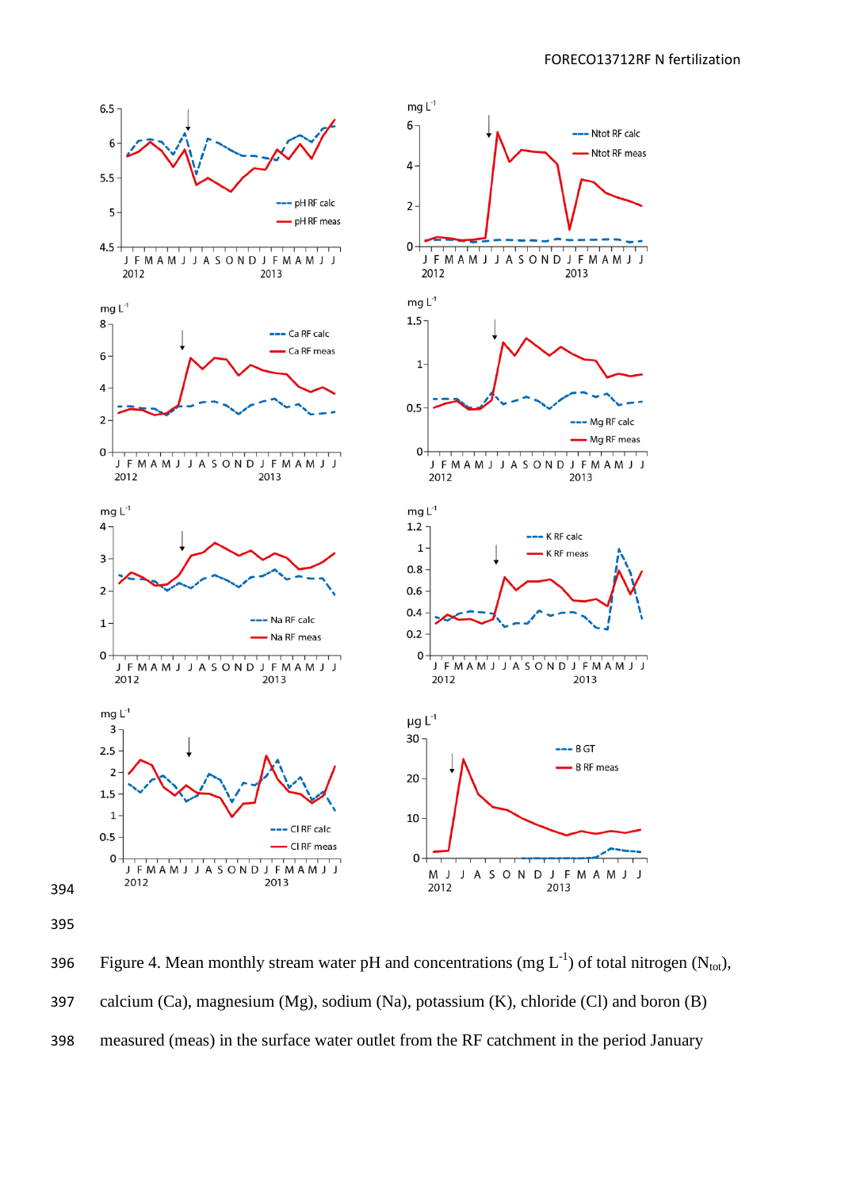Figure 4. Mean monthly stream water pH and concentrations (mg $L^{-1}$) of total nitrogen ($N_{tot}$), calcium (Ca), magnesium (Mg), sodium (Na), potassium (K), chloride (Cl) and boron (B) measured (meas) in the surface water outlet from the RF catchment in the period January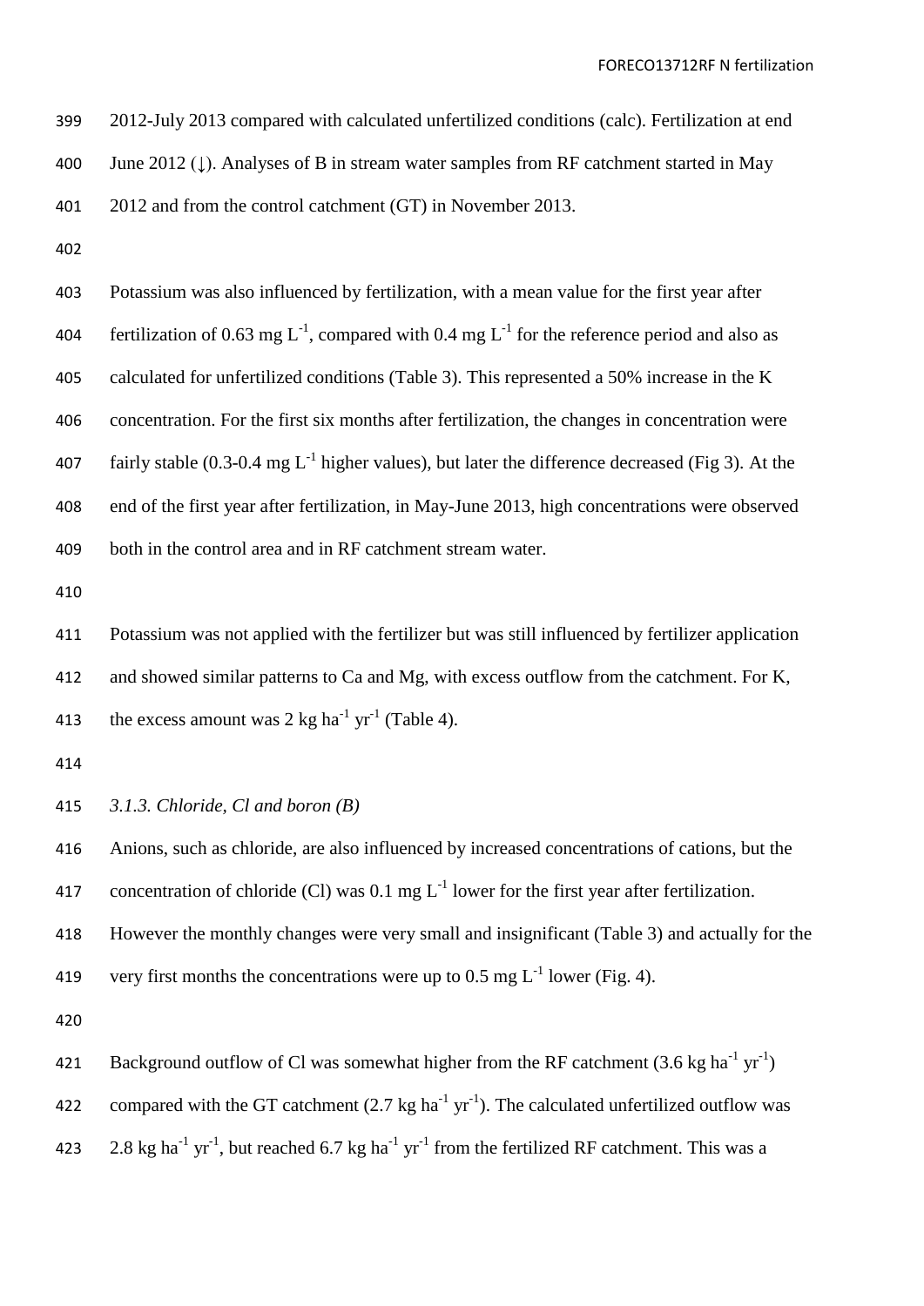2012-July 2013 compared with calculated unfertilized conditions (calc). Fertilization at end June 2012 (↓). Analyses of B in stream water samples from RF catchment started in May 2012 and from the control catchment (GT) in November 2013.

Potassium was also influenced by fertilization, with a mean value for the first year after fertilization of 0.63 mg $L^{-1}$, compared with 0.4 mg $L^{-1}$ for the reference period and also as calculated for unfertilized conditions (Table 3). This represented a 50% increase in the K concentration. For the first six months after fertilization, the changes in concentration were fairly stable (0.3-0.4 mg $L^{-1}$ higher values), but later the difference decreased (Fig 3). At the end of the first year after fertilization, in May-June 2013, high concentrations were observed both in the control area and in RF catchment stream water.

Potassium was not applied with the fertilizer but was still influenced by fertilizer application and showed similar patterns to Ca and Mg, with excess outflow from the catchment. For K, the excess amount was 2 kg $ha^{-1}$ $yr^{-1}$ (Table 4).

### *3.1.3. Chloride, Cl and boron (B)*

Anions, such as chloride, are also influenced by increased concentrations of cations, but the concentration of chloride (Cl) was 0.1 mg $L^{-1}$ lower for the first year after fertilization. However the monthly changes were very small and insignificant (Table 3) and actually for the very first months the concentrations were up to 0.5 mg $L^{-1}$ lower (Fig. 4).

Background outflow of Cl was somewhat higher from the RF catchment (3.6 kg $ha^{-1}$ $yr^{-1}$) compared with the GT catchment (2.7 kg $ha^{-1}$ $yr^{-1}$). The calculated unfertilized outflow was 2.8 kg $ha^{-1}$ $yr^{-1}$, but reached 6.7 kg $ha^{-1}$ $yr^{-1}$ from the fertilized RF catchment. This was a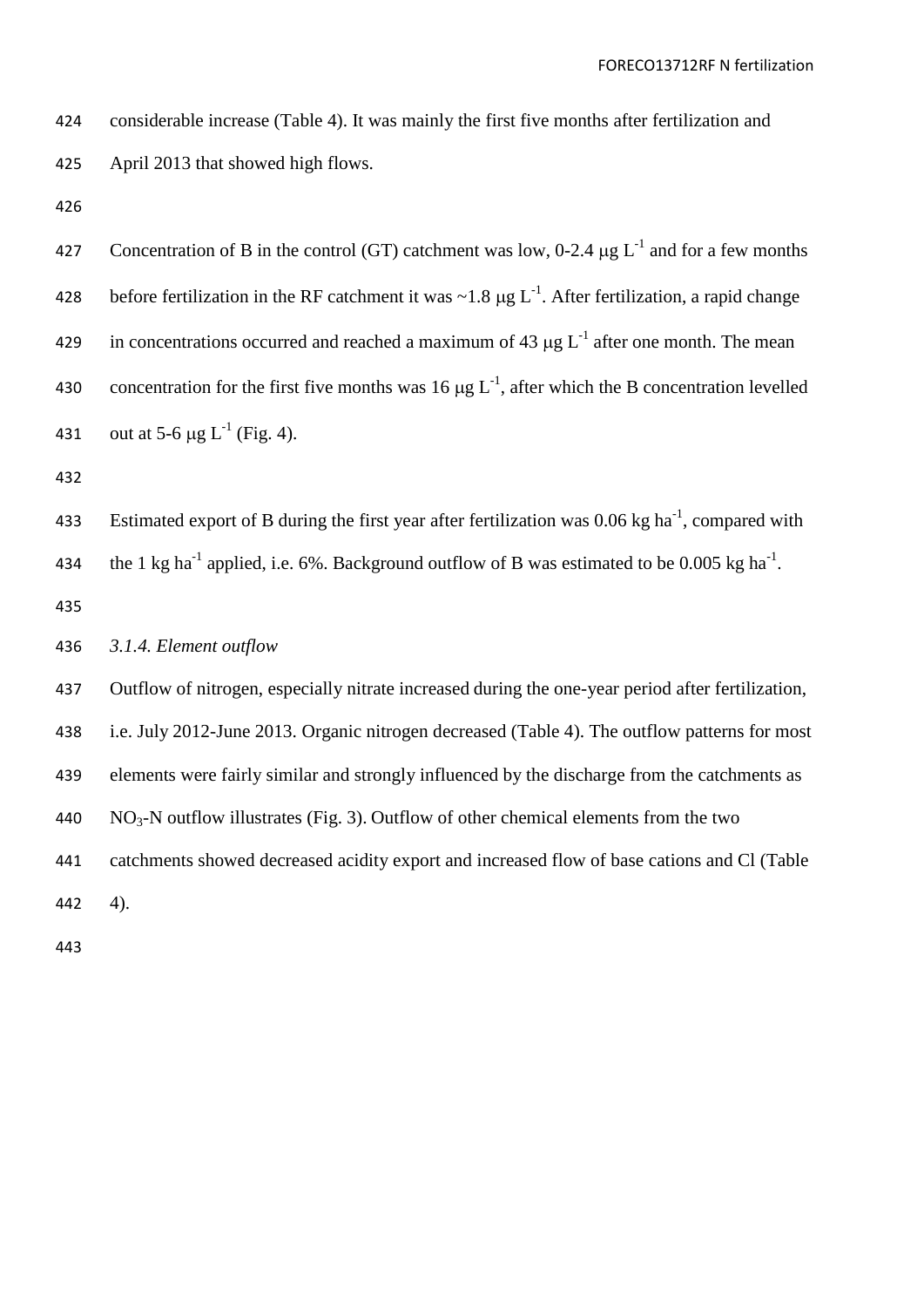considerable increase (Table 4). It was mainly the first five months after fertilization and April 2013 that showed high flows.

Concentration of B in the control (GT) catchment was low, 0-2.4 μg $L^{-1}$ and for a few months before fertilization in the RF catchment it was ~1.8 μg $L^{-1}$. After fertilization, a rapid change in concentrations occurred and reached a maximum of 43 μg $L^{-1}$ after one month. The mean concentration for the first five months was 16 μg $L^{-1}$, after which the B concentration levelled out at 5-6 μg $L^{-1}$ (Fig. 4).

Estimated export of B during the first year after fertilization was 0.06 kg $ha^{-1}$, compared with the 1 kg $ha^{-1}$ applied, i.e. 6%. Background outflow of B was estimated to be 0.005 kg $ha^{-1}$.

*3.1.4. Element outflow*

Outflow of nitrogen, especially nitrate increased during the one-year period after fertilization, i.e. July 2012-June 2013. Organic nitrogen decreased (Table 4). The outflow patterns for most elements were fairly similar and strongly influenced by the discharge from the catchments as $NO_3$-N outflow illustrates (Fig. 3). Outflow of other chemical elements from the two catchments showed decreased acidity export and increased flow of base cations and Cl (Table 4).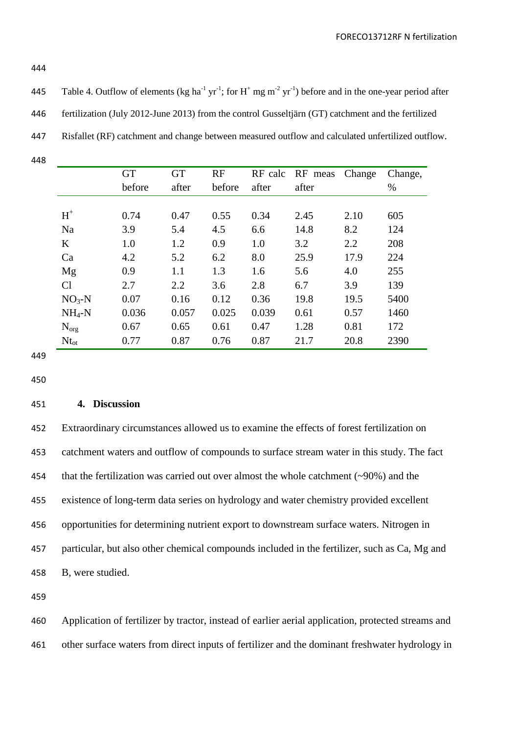Table 4. Outflow of elements (kg ha$^{-1}$ yr$^{-1}$; for $H^+$ mg m$^{-2}$ yr$^{-1}$) before and in the one-year period after fertilization (July 2012-June 2013) from the control Gusseltjärn (GT) catchment and the fertilized Risfallet (RF) catchment and change between measured outflow and calculated unfertilized outflow.

| | GT before | GT after | RF before | RF calc after | RF meas after | Change | Change, % |
|---|---|---|---|---|---|---|---|
| $H^+$ | 0.74 | 0.47 | 0.55 | 0.34 | 2.45 | 2.10 | 605 |
| Na | 3.9 | 5.4 | 4.5 | 6.6 | 14.8 | 8.2 | 124 |
| K | 1.0 | 1.2 | 0.9 | 1.0 | 3.2 | 2.2 | 208 |
| Ca | 4.2 | 5.2 | 6.2 | 8.0 | 25.9 | 17.9 | 224 |
| Mg | 0.9 | 1.1 | 1.3 | 1.6 | 5.6 | 4.0 | 255 |
| Cl | 2.7 | 2.2 | 3.6 | 2.8 | 6.7 | 3.9 | 139 |
| $NO_3$-N | 0.07 | 0.16 | 0.12 | 0.36 | 19.8 | 19.5 | 5400 |
| $NH_4$-N | 0.036 | 0.057 | 0.025 | 0.039 | 0.61 | 0.57 | 1460 |
| $N_{org}$ | 0.67 | 0.65 | 0.61 | 0.47 | 1.28 | 0.81 | 172 |
| $N_{tot}$ | 0.77 | 0.87 | 0.76 | 0.87 | 21.7 | 20.8 | 2390 |

## 4. Discussion

Extraordinary circumstances allowed us to examine the effects of forest fertilization on catchment waters and outflow of compounds to surface stream water in this study. The fact that the fertilization was carried out over almost the whole catchment (~90%) and the existence of long-term data series on hydrology and water chemistry provided excellent opportunities for determining nutrient export to downstream surface waters. Nitrogen in particular, but also other chemical compounds included in the fertilizer, such as Ca, Mg and B, were studied.

Application of fertilizer by tractor, instead of earlier aerial application, protected streams and other surface waters from direct inputs of fertilizer and the dominant freshwater hydrology in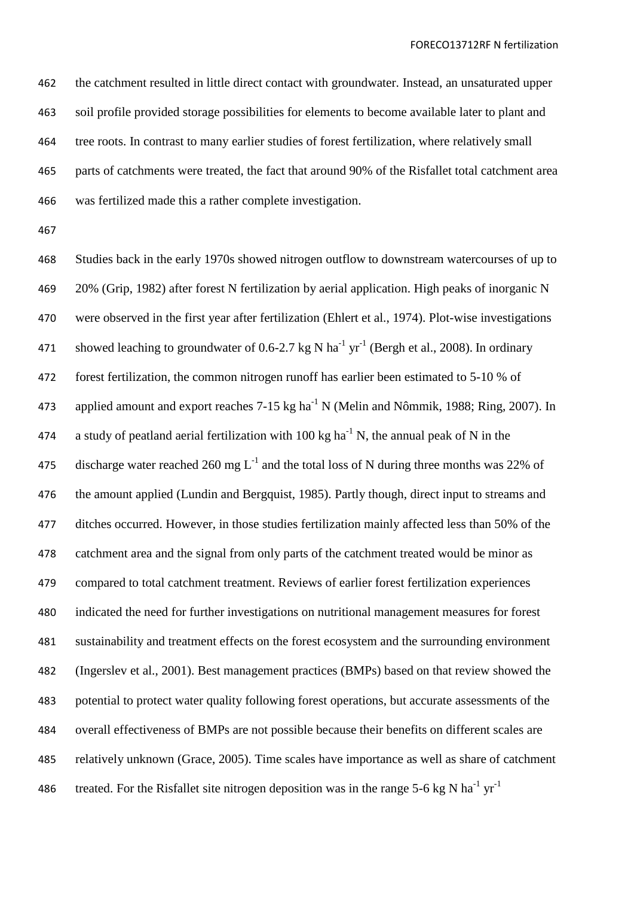the catchment resulted in little direct contact with groundwater. Instead, an unsaturated upper soil profile provided storage possibilities for elements to become available later to plant and tree roots. In contrast to many earlier studies of forest fertilization, where relatively small parts of catchments were treated, the fact that around 90% of the Risfallet total catchment area was fertilized made this a rather complete investigation.

Studies back in the early 1970s showed nitrogen outflow to downstream watercourses of up to 20% (Grip, 1982) after forest N fertilization by aerial application. High peaks of inorganic N were observed in the first year after fertilization (Ehlert et al., 1974). Plot-wise investigations showed leaching to groundwater of 0.6-2.7 kg N $ha^{-1}$ $yr^{-1}$ (Bergh et al., 2008). In ordinary forest fertilization, the common nitrogen runoff has earlier been estimated to 5-10 % of applied amount and export reaches 7-15 kg $ha^{-1}$ N (Melin and Nômmik, 1988; Ring, 2007). In a study of peatland aerial fertilization with 100 kg $ha^{-1}$ N, the annual peak of N in the discharge water reached 260 mg $L^{-1}$ and the total loss of N during three months was 22% of the amount applied (Lundin and Bergquist, 1985). Partly though, direct input to streams and ditches occurred. However, in those studies fertilization mainly affected less than 50% of the catchment area and the signal from only parts of the catchment treated would be minor as compared to total catchment treatment. Reviews of earlier forest fertilization experiences indicated the need for further investigations on nutritional management measures for forest sustainability and treatment effects on the forest ecosystem and the surrounding environment (Ingerslev et al., 2001). Best management practices (BMPs) based on that review showed the potential to protect water quality following forest operations, but accurate assessments of the overall effectiveness of BMPs are not possible because their benefits on different scales are relatively unknown (Grace, 2005). Time scales have importance as well as share of catchment treated. For the Risfallet site nitrogen deposition was in the range 5-6 kg N $ha^{-1}$ $yr^{-1}$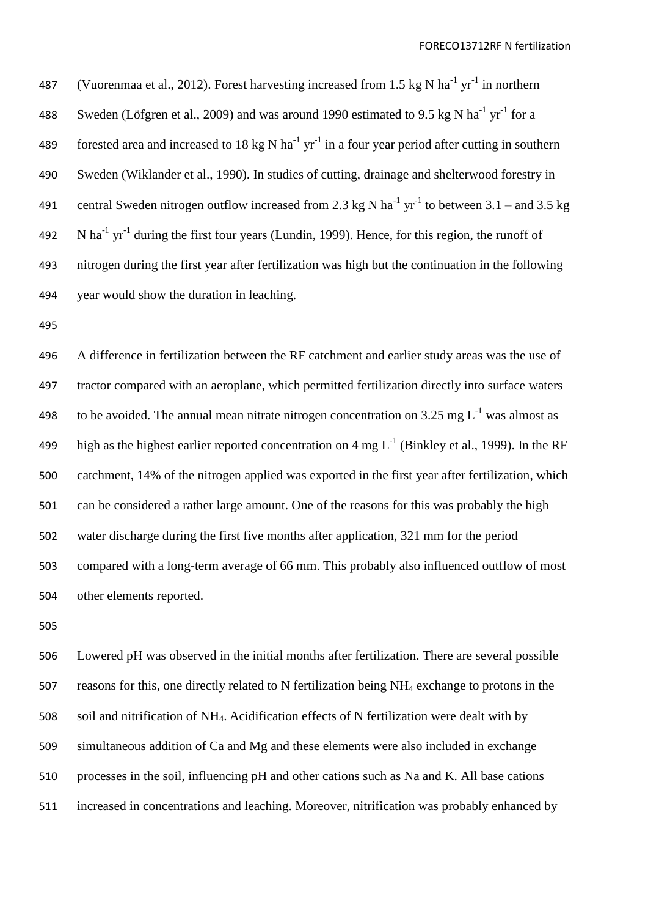(Vuorenmaa et al., 2012). Forest harvesting increased from 1.5 kg N $ha^{-1}$ $yr^{-1}$ in northern Sweden (Löfgren et al., 2009) and was around 1990 estimated to 9.5 kg N $ha^{-1}$ $yr^{-1}$ for a forested area and increased to 18 kg N $ha^{-1}$ $yr^{-1}$ in a four year period after cutting in southern Sweden (Wiklander et al., 1990). In studies of cutting, drainage and shelterwood forestry in central Sweden nitrogen outflow increased from 2.3 kg N $ha^{-1}$ $yr^{-1}$ to between 3.1 – and 3.5 kg N $ha^{-1}$ $yr^{-1}$ during the first four years (Lundin, 1999). Hence, for this region, the runoff of nitrogen during the first year after fertilization was high but the continuation in the following year would show the duration in leaching.

A difference in fertilization between the RF catchment and earlier study areas was the use of tractor compared with an aeroplane, which permitted fertilization directly into surface waters to be avoided. The annual mean nitrate nitrogen concentration on 3.25 mg $L^{-1}$ was almost as high as the highest earlier reported concentration on 4 mg $L^{-1}$ (Binkley et al., 1999). In the RF catchment, 14% of the nitrogen applied was exported in the first year after fertilization, which can be considered a rather large amount. One of the reasons for this was probably the high water discharge during the first five months after application, 321 mm for the period compared with a long-term average of 66 mm. This probably also influenced outflow of most other elements reported.

Lowered pH was observed in the initial months after fertilization. There are several possible reasons for this, one directly related to N fertilization being $NH_4$ exchange to protons in the soil and nitrification of $NH_4$. Acidification effects of N fertilization were dealt with by simultaneous addition of Ca and Mg and these elements were also included in exchange processes in the soil, influencing pH and other cations such as Na and K. All base cations increased in concentrations and leaching. Moreover, nitrification was probably enhanced by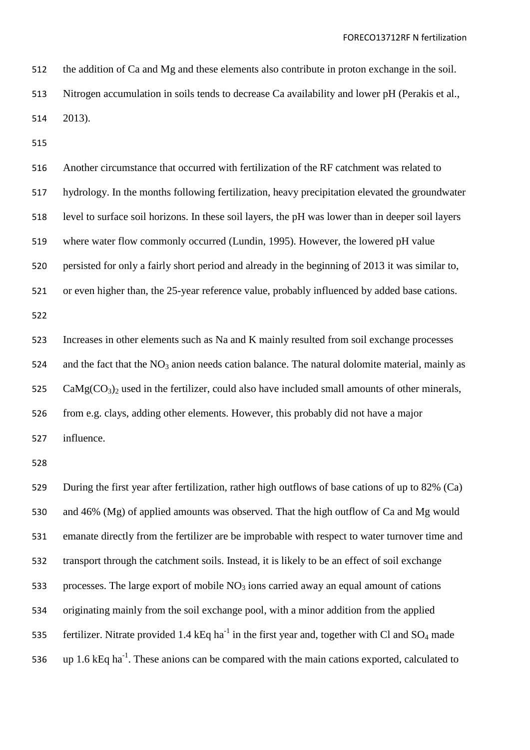the addition of Ca and Mg and these elements also contribute in proton exchange in the soil. Nitrogen accumulation in soils tends to decrease Ca availability and lower pH (Perakis et al., 2013).

Another circumstance that occurred with fertilization of the RF catchment was related to hydrology. In the months following fertilization, heavy precipitation elevated the groundwater level to surface soil horizons. In these soil layers, the pH was lower than in deeper soil layers where water flow commonly occurred (Lundin, 1995). However, the lowered pH value persisted for only a fairly short period and already in the beginning of 2013 it was similar to, or even higher than, the 25-year reference value, probably influenced by added base cations.

Increases in other elements such as Na and K mainly resulted from soil exchange processes and the fact that the $NO_3$ anion needs cation balance. The natural dolomite material, mainly as $CaMg(CO_3)_2$ used in the fertilizer, could also have included small amounts of other minerals, from e.g. clays, adding other elements. However, this probably did not have a major influence.

During the first year after fertilization, rather high outflows of base cations of up to 82% (Ca) and 46% (Mg) of applied amounts was observed. That the high outflow of Ca and Mg would emanate directly from the fertilizer are be improbable with respect to water turnover time and transport through the catchment soils. Instead, it is likely to be an effect of soil exchange processes. The large export of mobile $NO_3$ ions carried away an equal amount of cations originating mainly from the soil exchange pool, with a minor addition from the applied fertilizer. Nitrate provided 1.4 kEq $ha^{-1}$ in the first year and, together with Cl and $SO_4$ made up 1.6 kEq $ha^{-1}$. These anions can be compared with the main cations exported, calculated to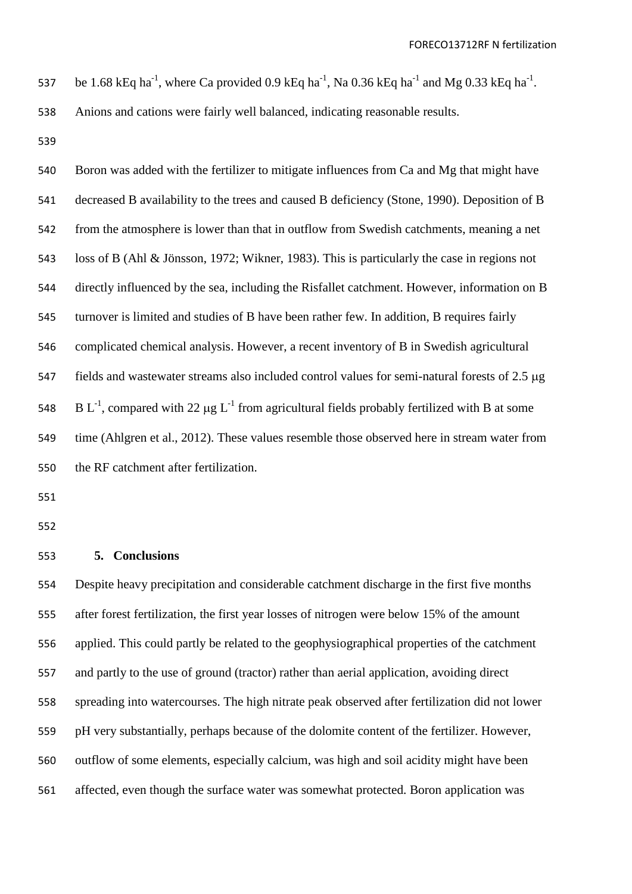be 1.68 kEq $ha^{-1}$, where Ca provided 0.9 kEq $ha^{-1}$, Na 0.36 kEq $ha^{-1}$ and Mg 0.33 kEq $ha^{-1}$. Anions and cations were fairly well balanced, indicating reasonable results.

Boron was added with the fertilizer to mitigate influences from Ca and Mg that might have decreased B availability to the trees and caused B deficiency (Stone, 1990). Deposition of B from the atmosphere is lower than that in outflow from Swedish catchments, meaning a net loss of B (Ahl & Jönsson, 1972; Wikner, 1983). This is particularly the case in regions not directly influenced by the sea, including the Risfallet catchment. However, information on B turnover is limited and studies of B have been rather few. In addition, B requires fairly complicated chemical analysis. However, a recent inventory of B in Swedish agricultural fields and wastewater streams also included control values for semi-natural forests of 2.5 μg B $L^{-1}$, compared with 22 μg $L^{-1}$ from agricultural fields probably fertilized with B at some time (Ahlgren et al., 2012). These values resemble those observed here in stream water from the RF catchment after fertilization.

## 5. Conclusions

Despite heavy precipitation and considerable catchment discharge in the first five months after forest fertilization, the first year losses of nitrogen were below 15% of the amount applied. This could partly be related to the geophysiographical properties of the catchment and partly to the use of ground (tractor) rather than aerial application, avoiding direct spreading into watercourses. The high nitrate peak observed after fertilization did not lower pH very substantially, perhaps because of the dolomite content of the fertilizer. However, outflow of some elements, especially calcium, was high and soil acidity might have been affected, even though the surface water was somewhat protected. Boron application was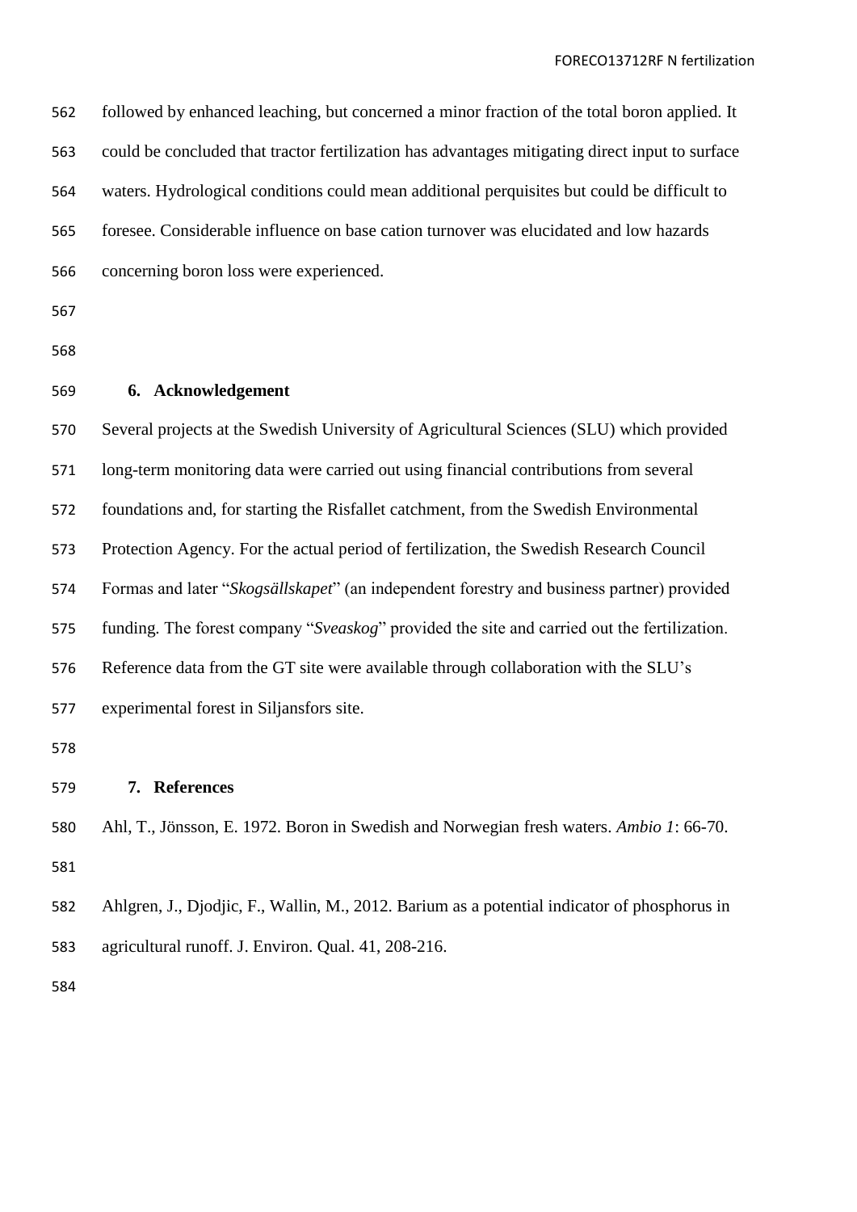followed by enhanced leaching, but concerned a minor fraction of the total boron applied. It could be concluded that tractor fertilization has advantages mitigating direct input to surface waters. Hydrological conditions could mean additional perquisites but could be difficult to foresee. Considerable influence on base cation turnover was elucidated and low hazards concerning boron loss were experienced.

## 6. Acknowledgement

Several projects at the Swedish University of Agricultural Sciences (SLU) which provided long-term monitoring data were carried out using financial contributions from several foundations and, for starting the Risfallet catchment, from the Swedish Environmental Protection Agency. For the actual period of fertilization, the Swedish Research Council Formas and later "*Skogsällskapet*" (an independent forestry and business partner) provided funding. The forest company "*Sveaskog*" provided the site and carried out the fertilization. Reference data from the GT site were available through collaboration with the SLU's experimental forest in Siljansfors site.

## 7. References

Ahl, T., Jönsson, E. 1972. Boron in Swedish and Norwegian fresh waters. *Ambio 1*: 66-70.

Ahlgren, J., Djodjic, F., Wallin, M., 2012. Barium as a potential indicator of phosphorus in agricultural runoff. J. Environ. Qual. 41, 208-216.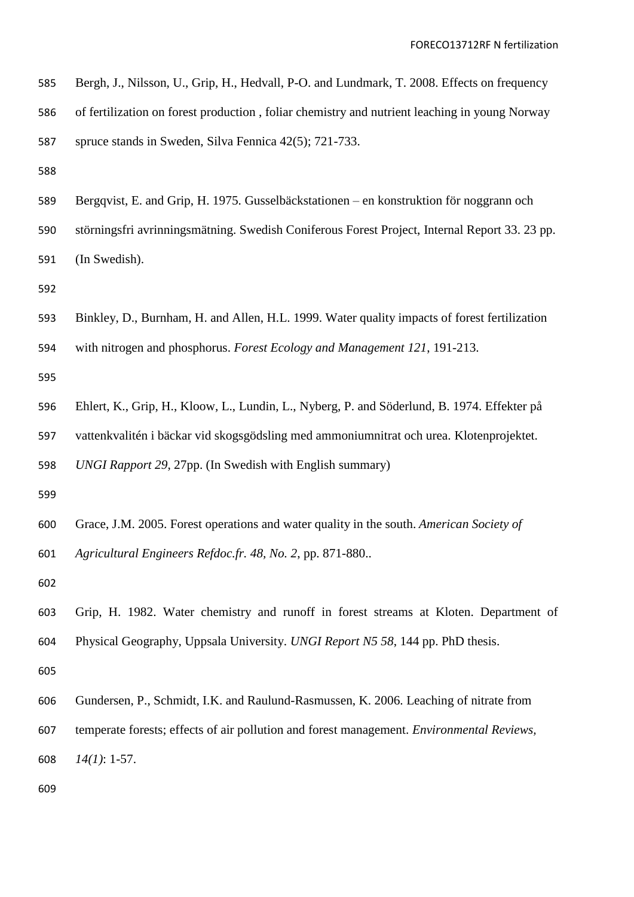Bergh, J., Nilsson, U., Grip, H., Hedvall, P-O. and Lundmark, T. 2008. Effects on frequency of fertilization on forest production , foliar chemistry and nutrient leaching in young Norway spruce stands in Sweden, Silva Fennica 42(5); 721-733.

Bergqvist, E. and Grip, H. 1975. Gusselbäckstationen – en konstruktion för noggrann och störningsfri avrinningsmätning. Swedish Coniferous Forest Project, Internal Report 33. 23 pp. (In Swedish).

Binkley, D., Burnham, H. and Allen, H.L. 1999. Water quality impacts of forest fertilization with nitrogen and phosphorus. *Forest Ecology and Management 121*, 191-213.

Ehlert, K., Grip, H., Kloow, L., Lundin, L., Nyberg, P. and Söderlund, B. 1974. Effekter på vattenkvalitén i bäckar vid skogsgödsling med ammoniumnitrat och urea. Klotenprojektet. *UNGI Rapport 29*, 27pp. (In Swedish with English summary)

Grace, J.M. 2005. Forest operations and water quality in the south. *American Society of Agricultural Engineers Refdoc.fr. 48, No. 2*, pp. 871-880..

Grip, H. 1982. Water chemistry and runoff in forest streams at Kloten. Department of Physical Geography, Uppsala University. *UNGI Report N5 58*, 144 pp. PhD thesis.

Gundersen, P., Schmidt, I.K. and Raulund-Rasmussen, K. 2006. Leaching of nitrate from temperate forests; effects of air pollution and forest management. *Environmental Reviews, 14(1)*: 1-57.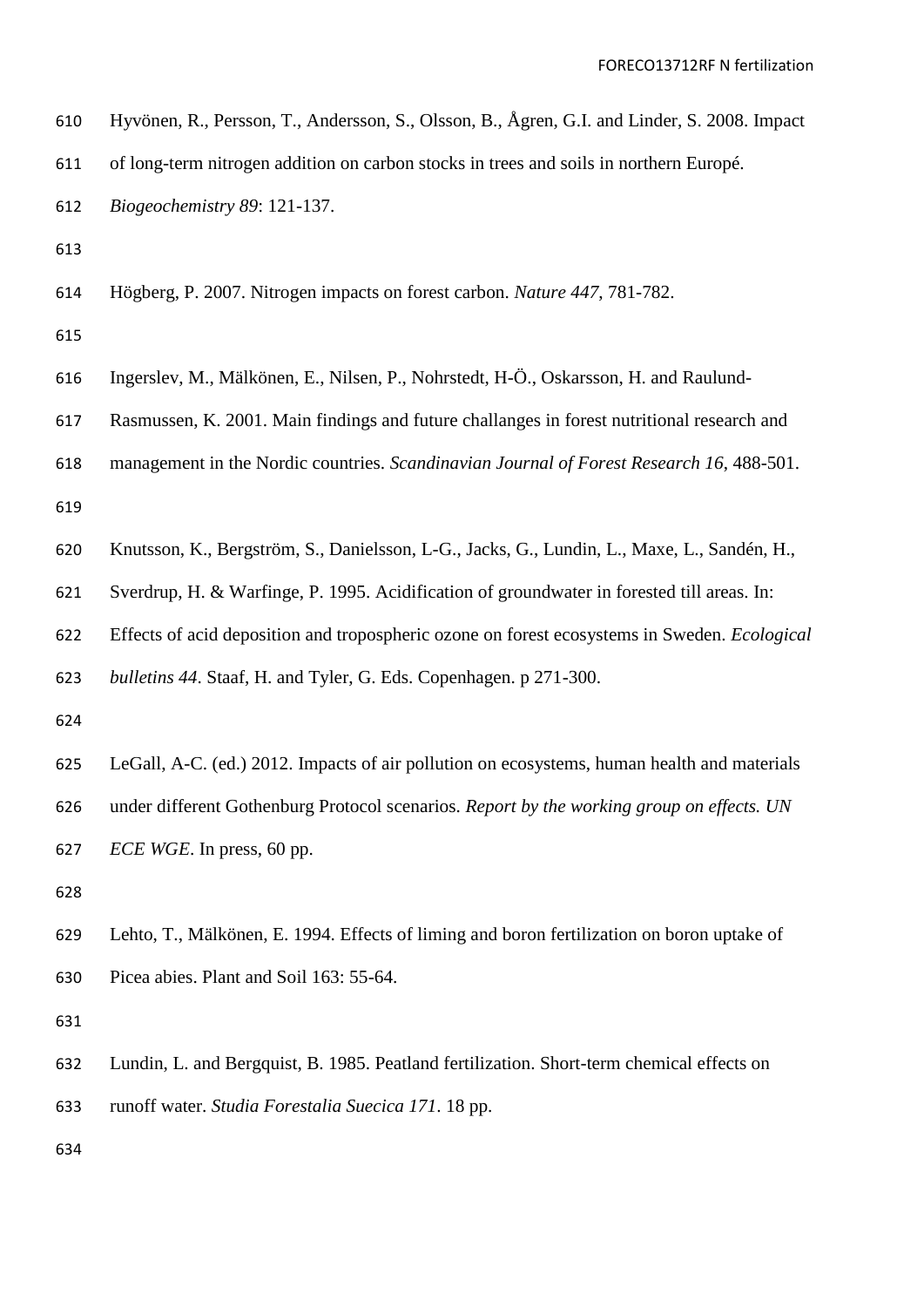Hyvönen, R., Persson, T., Andersson, S., Olsson, B., Ågren, G.I. and Linder, S. 2008. Impact of long-term nitrogen addition on carbon stocks in trees and soils in northern Europé. *Biogeochemistry 89*: 121-137.

Högberg, P. 2007. Nitrogen impacts on forest carbon. *Nature 447*, 781-782.

Ingerslev, M., Mälkönen, E., Nilsen, P., Nohrstedt, H-Ö., Oskarsson, H. and Raulund-Rasmussen, K. 2001. Main findings and future challanges in forest nutritional research and management in the Nordic countries. *Scandinavian Journal of Forest Research 16*, 488-501.

Knutsson, K., Bergström, S., Danielsson, L-G., Jacks, G., Lundin, L., Maxe, L., Sandén, H., Sverdrup, H. & Warfinge, P. 1995. Acidification of groundwater in forested till areas. In: Effects of acid deposition and tropospheric ozone on forest ecosystems in Sweden. *Ecological bulletins 44*. Staaf, H. and Tyler, G. Eds. Copenhagen. p 271-300.

LeGall, A-C. (ed.) 2012. Impacts of air pollution on ecosystems, human health and materials under different Gothenburg Protocol scenarios. *Report by the working group on effects. UN ECE WGE*. In press, 60 pp.

Lehto, T., Mälkönen, E. 1994. Effects of liming and boron fertilization on boron uptake of Picea abies. Plant and Soil 163: 55-64.

Lundin, L. and Bergquist, B. 1985. Peatland fertilization. Short-term chemical effects on runoff water. *Studia Forestalia Suecica 171*. 18 pp.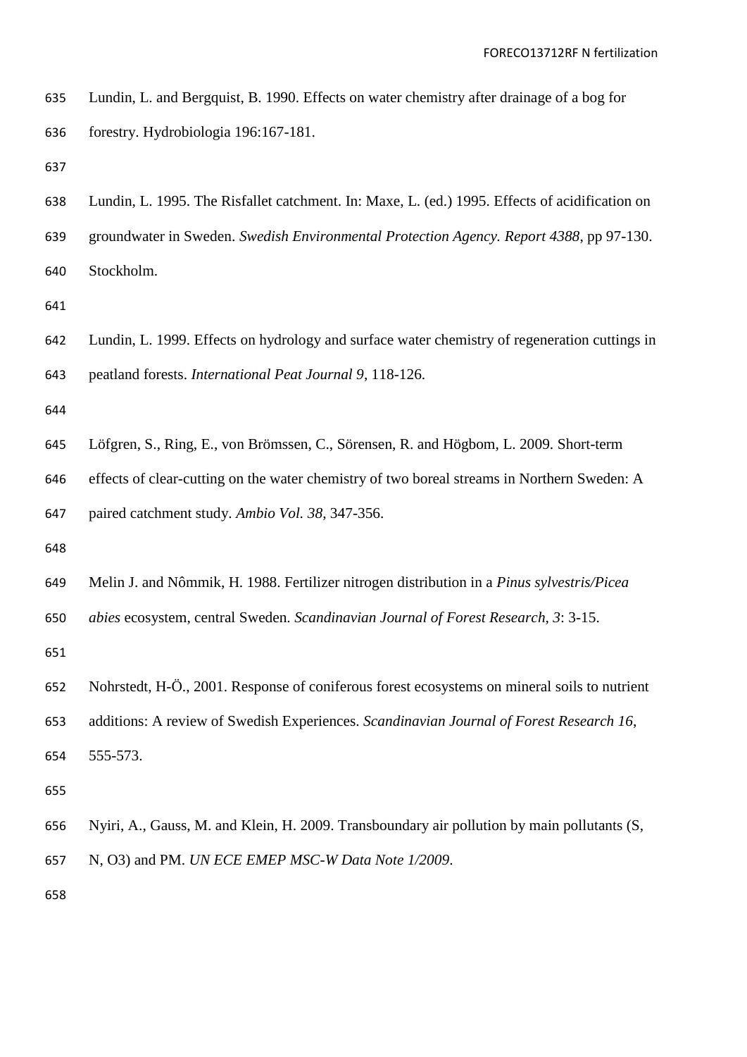Lundin, L. and Bergquist, B. 1990. Effects on water chemistry after drainage of a bog for forestry. Hydrobiologia 196:167-181.

Lundin, L. 1995. The Risfallet catchment. In: Maxe, L. (ed.) 1995. Effects of acidification on groundwater in Sweden. *Swedish Environmental Protection Agency. Report 4388*, pp 97-130. Stockholm.

Lundin, L. 1999. Effects on hydrology and surface water chemistry of regeneration cuttings in peatland forests. *International Peat Journal 9*, 118-126.

Löfgren, S., Ring, E., von Brömssen, C., Sörensen, R. and Högbom, L. 2009. Short-term effects of clear-cutting on the water chemistry of two boreal streams in Northern Sweden: A paired catchment study. *Ambio Vol. 38*, 347-356.

Melin J. and Nômmik, H. 1988. Fertilizer nitrogen distribution in a *Pinus sylvestris/Picea abies* ecosystem, central Sweden. *Scandinavian Journal of Forest Research, 3*: 3-15.

Nohrstedt, H-Ö., 2001. Response of coniferous forest ecosystems on mineral soils to nutrient additions: A review of Swedish Experiences. *Scandinavian Journal of Forest Research 16*, 555-573.

Nyiri, A., Gauss, M. and Klein, H. 2009. Transboundary air pollution by main pollutants (S, N, O3) and PM. *UN ECE EMEP MSC-W Data Note 1/2009*.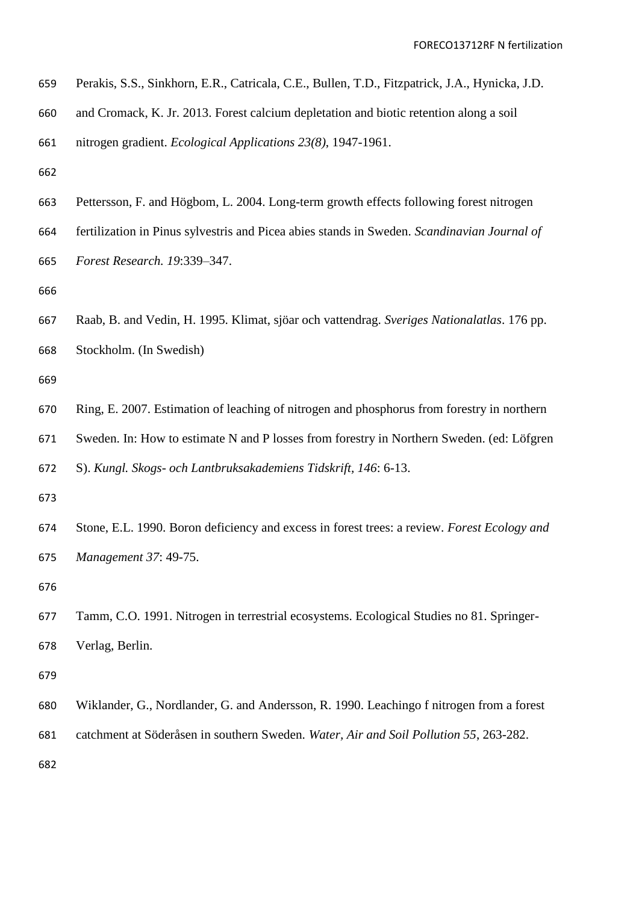Perakis, S.S., Sinkhorn, E.R., Catricala, C.E., Bullen, T.D., Fitzpatrick, J.A., Hynicka, J.D. and Cromack, K. Jr. 2013. Forest calcium depletation and biotic retention along a soil nitrogen gradient. *Ecological Applications 23(8)*, 1947-1961.

Pettersson, F. and Högbom, L. 2004. Long-term growth effects following forest nitrogen fertilization in Pinus sylvestris and Picea abies stands in Sweden. *Scandinavian Journal of Forest Research. 19*:339–347.

Raab, B. and Vedin, H. 1995. Klimat, sjöar och vattendrag. *Sveriges Nationalatlas*. 176 pp. Stockholm. (In Swedish)

Ring, E. 2007. Estimation of leaching of nitrogen and phosphorus from forestry in northern Sweden. In: How to estimate N and P losses from forestry in Northern Sweden. (ed: Löfgren S). *Kungl. Skogs- och Lantbruksakademiens Tidskrift*, *146*: 6-13.

Stone, E.L. 1990. Boron deficiency and excess in forest trees: a review. *Forest Ecology and Management 37*: 49-75.

Tamm, C.O. 1991. Nitrogen in terrestrial ecosystems. Ecological Studies no 81. Springer-Verlag, Berlin.

Wiklander, G., Nordlander, G. and Andersson, R. 1990. Leachingo f nitrogen from a forest catchment at Söderåsen in southern Sweden. *Water, Air and Soil Pollution 55*, 263-282.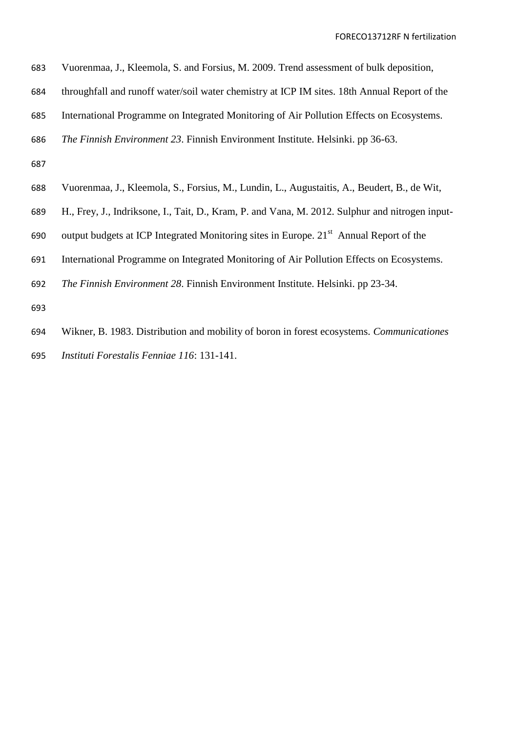Vuorenmaa, J., Kleemola, S. and Forsius, M. 2009. Trend assessment of bulk deposition, throughfall and runoff water/soil water chemistry at ICP IM sites. 18th Annual Report of the International Programme on Integrated Monitoring of Air Pollution Effects on Ecosystems. *The Finnish Environment 23*. Finnish Environment Institute. Helsinki. pp 36-63.

Vuorenmaa, J., Kleemola, S., Forsius, M., Lundin, L., Augustaitis, A., Beudert, B., de Wit, H., Frey, J., Indriksone, I., Tait, D., Kram, P. and Vana, M. 2012. Sulphur and nitrogen input-output budgets at ICP Integrated Monitoring sites in Europe. 21$^{st}$ Annual Report of the International Programme on Integrated Monitoring of Air Pollution Effects on Ecosystems. *The Finnish Environment 28*. Finnish Environment Institute. Helsinki. pp 23-34.

Wikner, B. 1983. Distribution and mobility of boron in forest ecosystems. *Communicationes Instituti Forestalis Fenniae 116*: 131-141.